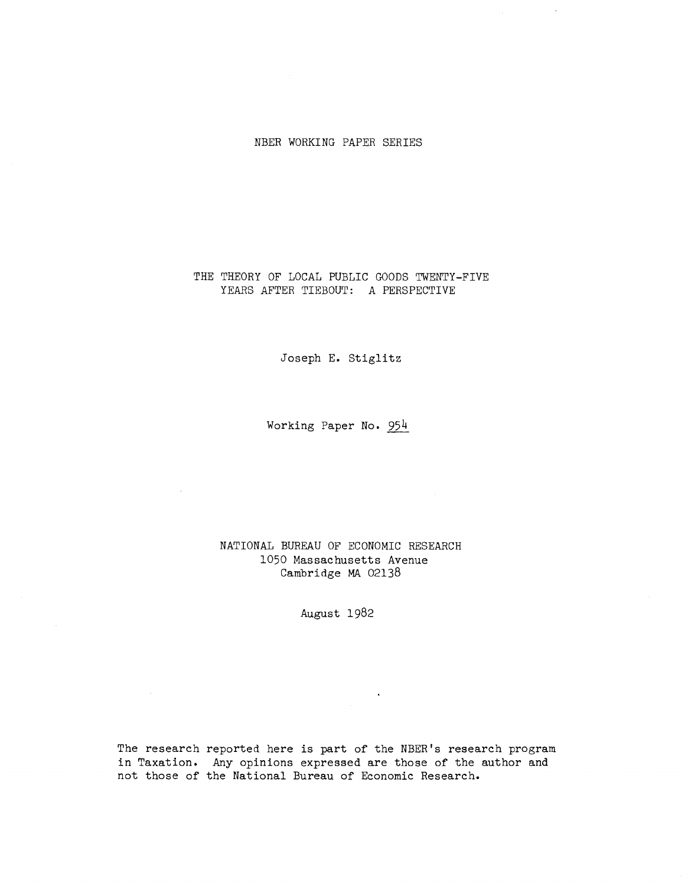NBER WORKING PAPER SERIES

# THE THEORY OF LOCAL PUBLIC GOODS TWENTY-FIVE YEARS AFTER TIEBOUT: A PERSPECTIVE

Joseph E. Stiglitz

Working Paper No. 954

NATIONAL BUREAU OF ECONOMIC RESEARCH
1050 Massachusetts Avenue
Cambridge MA 02138

August 1982

The research reported here is part of the NBER's research program in Taxation. Any opinions expressed are those of the author and not those of the National Bureau of Economic Research.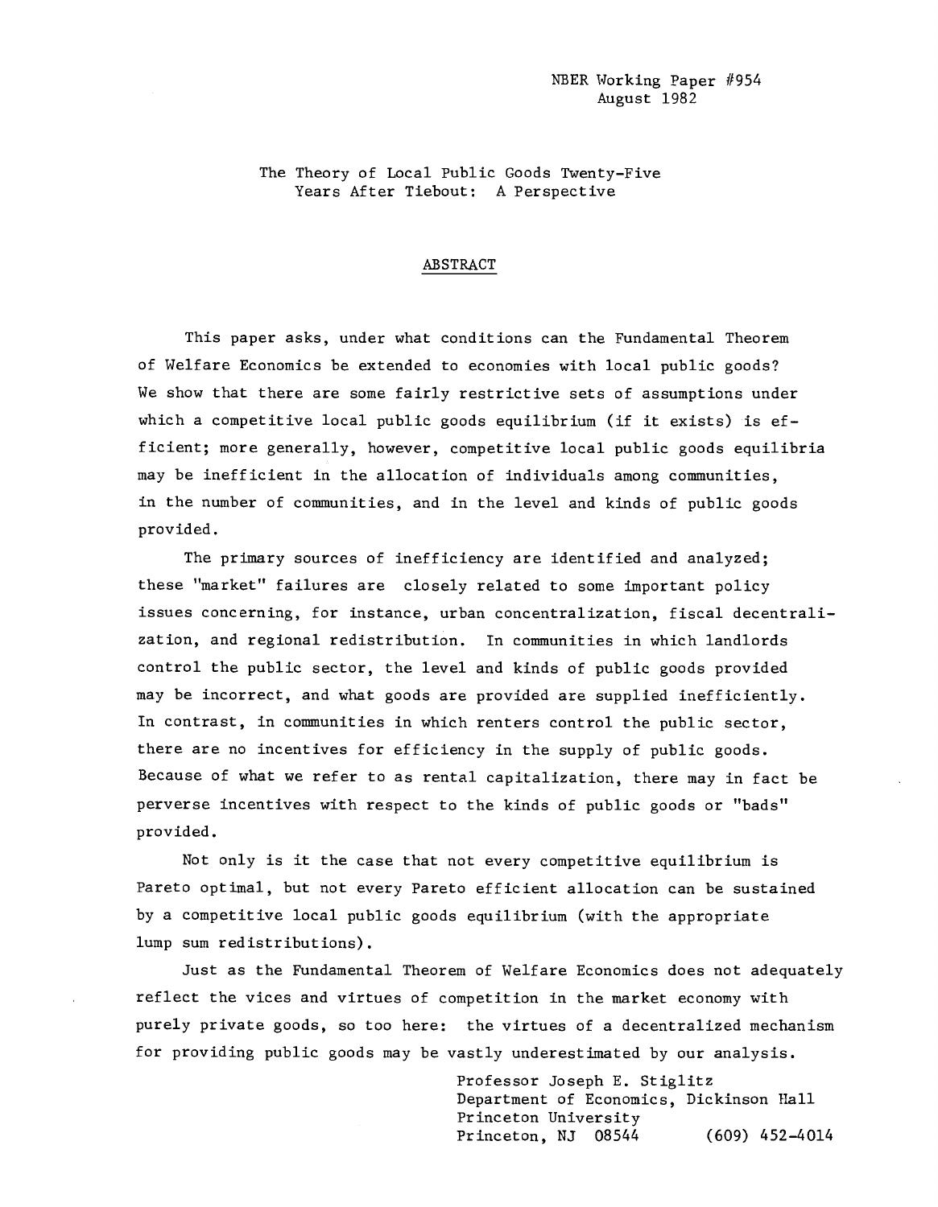NBER Working Paper #954
August 1982

# The Theory of Local Public Goods Twenty-Five Years After Tiebout: A Perspective

## ABSTRACT

This paper asks, under what conditions can the Fundamental Theorem of Welfare Economics be extended to economies with local public goods? We show that there are some fairly restrictive sets of assumptions under which a competitive local public goods equilibrium (if it exists) is efficient; more generally, however, competitive local public goods equilibria may be inefficient in the allocation of individuals among communities, in the number of communities, and in the level and kinds of public goods provided.

The primary sources of inefficiency are identified and analyzed; these "market" failures are closely related to some important policy issues concerning, for instance, urban concentralization, fiscal decentralization, and regional redistribution. In communities in which landlords control the public sector, the level and kinds of public goods provided may be incorrect, and what goods are provided are supplied inefficiently. In contrast, in communities in which renters control the public sector, there are no incentives for efficiency in the supply of public goods. Because of what we refer to as rental capitalization, there may in fact be perverse incentives with respect to the kinds of public goods or "bads" provided.

Not only is it the case that not every competitive equilibrium is Pareto optimal, but not every Pareto efficient allocation can be sustained by a competitive local public goods equilibrium (with the appropriate lump sum redistributions).

Just as the Fundamental Theorem of Welfare Economics does not adequately reflect the vices and virtues of competition in the market economy with purely private goods, so too here: the virtues of a decentralized mechanism for providing public goods may be vastly underestimated by our analysis.

Professor Joseph E. Stiglitz
Department of Economics, Dickinson Hall
Princeton University
Princeton, NJ 08544 (609) 452-4014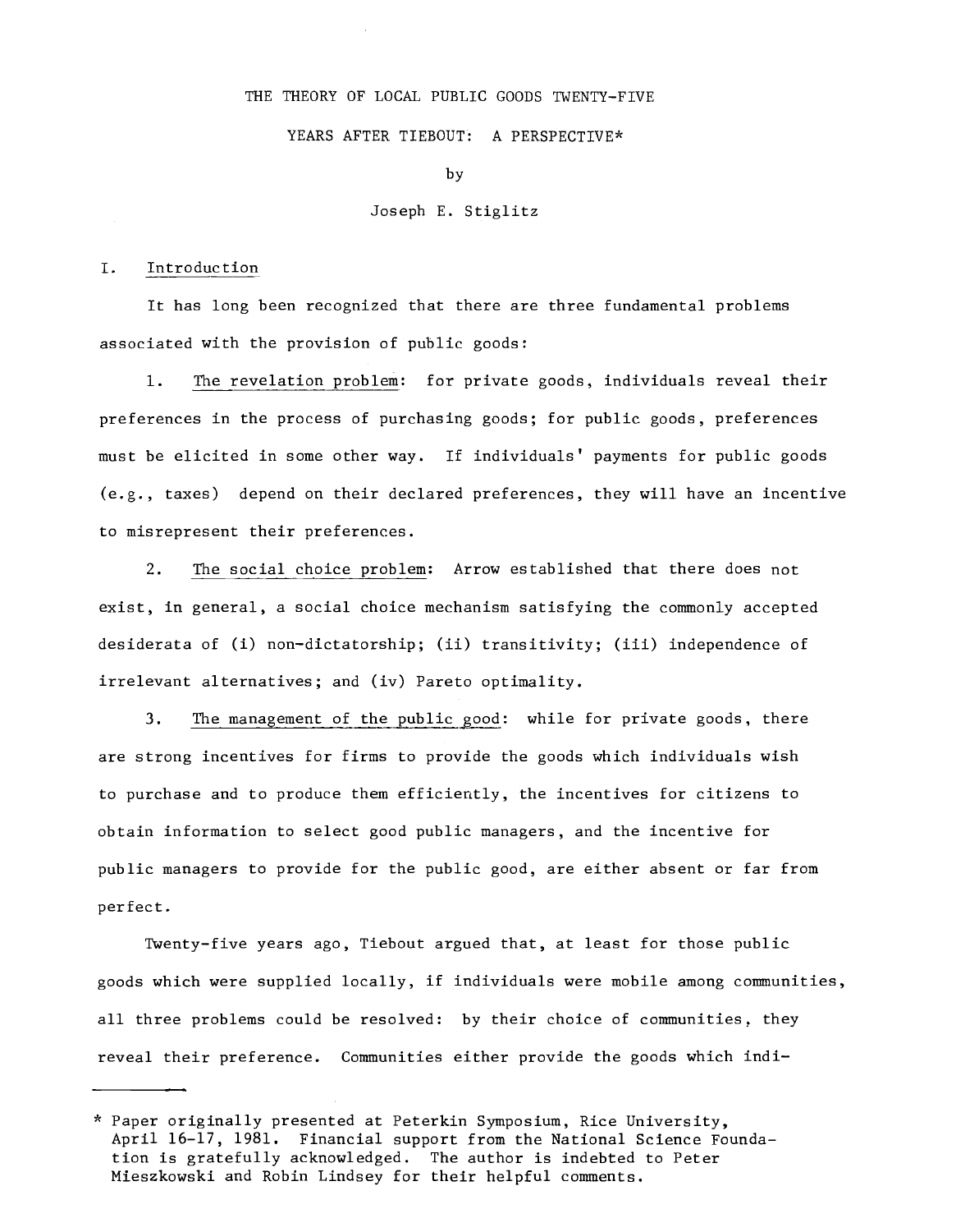# THE THEORY OF LOCAL PUBLIC GOODS TWENTY-FIVE YEARS AFTER TIEBOUT: A PERSPECTIVE*

by

Joseph E. Stiglitz

## I. Introduction

It has long been recognized that there are three fundamental problems associated with the provision of public goods:

1. The revelation problem: for private goods, individuals reveal their preferences in the process of purchasing goods; for public goods, preferences must be elicited in some other way. If individuals' payments for public goods (e.g., taxes) depend on their declared preferences, they will have an incentive to misrepresent their preferences.

2. The social choice problem: Arrow established that there does not exist, in general, a social choice mechanism satisfying the commonly accepted desiderata of (i) non-dictatorship; (ii) transitivity; (iii) independence of irrelevant alternatives; and (iv) Pareto optimality.

3. The management of the public good: while for private goods, there are strong incentives for firms to provide the goods which individuals wish to purchase and to produce them efficiently, the incentives for citizens to obtain information to select good public managers, and the incentive for public managers to provide for the public good, are either absent or far from perfect.

Twenty-five years ago, Tiebout argued that, at least for those public goods which were supplied locally, if individuals were mobile among communities, all three problems could be resolved: by their choice of communities, they reveal their preference. Communities either provide the goods which indi-

---

\* Paper originally presented at Peterkin Symposium, Rice University, April 16-17, 1981. Financial support from the National Science Foundation is gratefully acknowledged. The author is indebted to Peter Mieszkowski and Robin Lindsey for their helpful comments.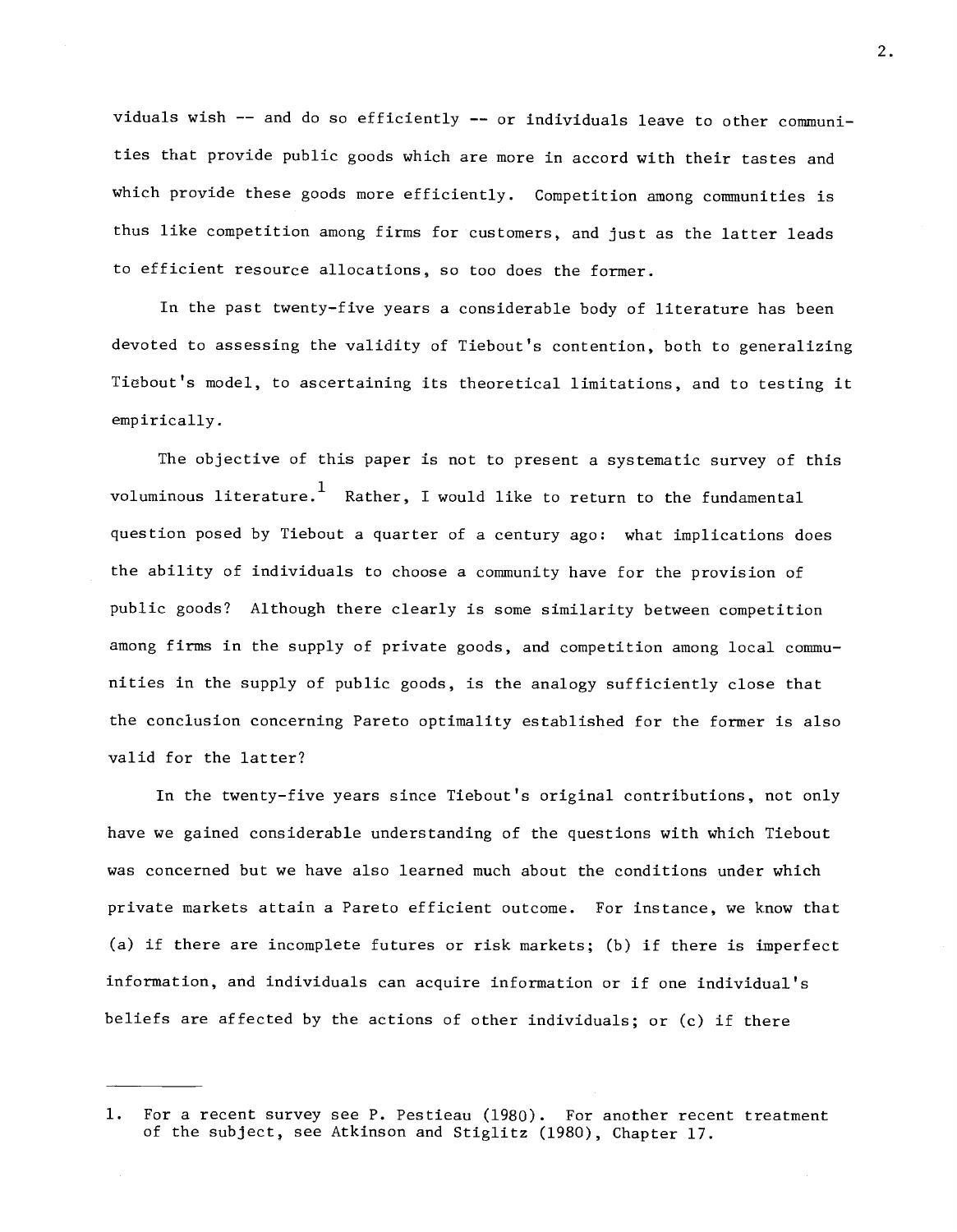viduals wish -- and do so efficiently -- or individuals leave to other communities that provide public goods which are more in accord with their tastes and which provide these goods more efficiently. Competition among communities is thus like competition among firms for customers, and just as the latter leads to efficient resource allocations, so too does the former.

In the past twenty-five years a considerable body of literature has been devoted to assessing the validity of Tiebout's contention, both to generalizing Tiebout's model, to ascertaining its theoretical limitations, and to testing it empirically.

The objective of this paper is not to present a systematic survey of this voluminous literature.[1] Rather, I would like to return to the fundamental question posed by Tiebout a quarter of a century ago: what implications does the ability of individuals to choose a community have for the provision of public goods? Although there clearly is some similarity between competition among firms in the supply of private goods, and competition among local communities in the supply of public goods, is the analogy sufficiently close that the conclusion concerning Pareto optimality established for the former is also valid for the latter?

In the twenty-five years since Tiebout's original contributions, not only have we gained considerable understanding of the questions with which Tiebout was concerned but we have also learned much about the conditions under which private markets attain a Pareto efficient outcome. For instance, we know that (a) if there are incomplete futures or risk markets; (b) if there is imperfect information, and individuals can acquire information or if one individual's beliefs are affected by the actions of other individuals; or (c) if there

---

1. For a recent survey see P. Pestieau (1980). For another recent treatment of the subject, see Atkinson and Stiglitz (1980), Chapter 17.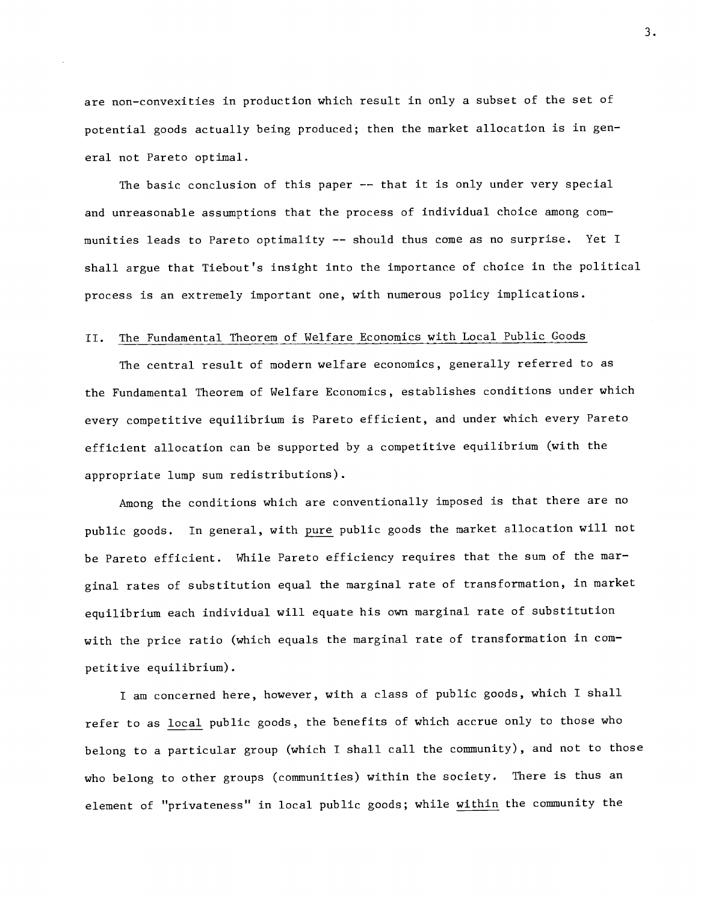are non-convexities in production which result in only a subset of the set of potential goods actually being produced; then the market allocation is in general not Pareto optimal.

The basic conclusion of this paper -- that it is only under very special and unreasonable assumptions that the process of individual choice among communities leads to Pareto optimality -- should thus come as no surprise. Yet I shall argue that Tiebout's insight into the importance of choice in the political process is an extremely important one, with numerous policy implications.

## II. The Fundamental Theorem of Welfare Economics with Local Public Goods

The central result of modern welfare economics, generally referred to as the Fundamental Theorem of Welfare Economics, establishes conditions under which every competitive equilibrium is Pareto efficient, and under which every Pareto efficient allocation can be supported by a competitive equilibrium (with the appropriate lump sum redistributions).

Among the conditions which are conventionally imposed is that there are no public goods. In general, with *pure* public goods the market allocation will not be Pareto efficient. While Pareto efficiency requires that the sum of the marginal rates of substitution equal the marginal rate of transformation, in market equilibrium each individual will equate his own marginal rate of substitution with the price ratio (which equals the marginal rate of transformation in competitive equilibrium).

I am concerned here, however, with a class of public goods, which I shall refer to as *local* public goods, the benefits of which accrue only to those who belong to a particular group (which I shall call the community), and not to those who belong to other groups (communities) within the society. There is thus an element of "privateness" in local public goods; while *within* the community the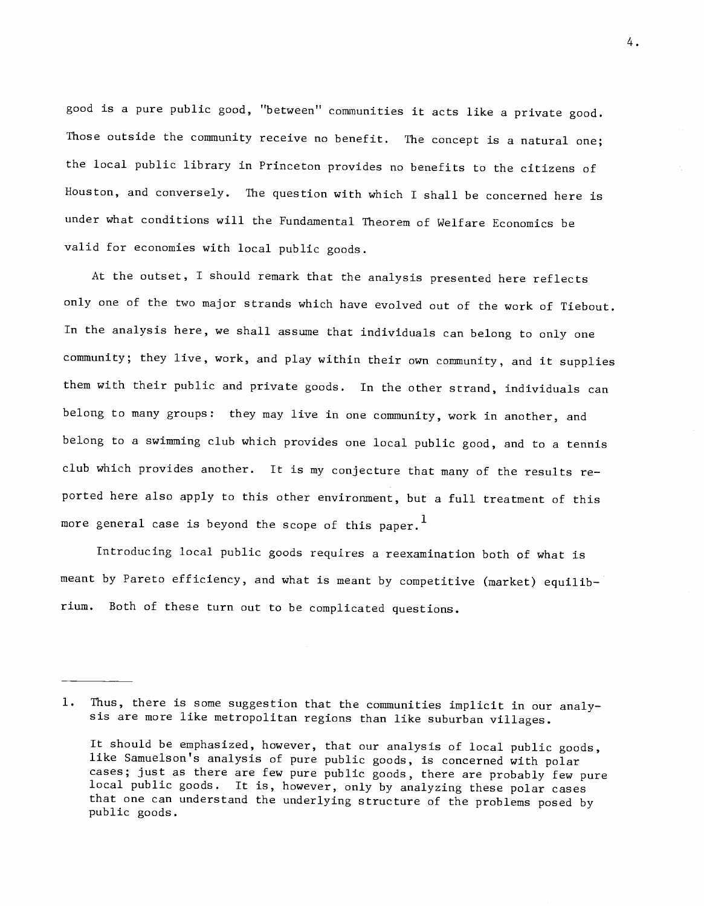good is a pure public good, "between" communities it acts like a private good. Those outside the community receive no benefit. The concept is a natural one; the local public library in Princeton provides no benefits to the citizens of Houston, and conversely. The question with which I shall be concerned here is under what conditions will the Fundamental Theorem of Welfare Economics be valid for economies with local public goods.

At the outset, I should remark that the analysis presented here reflects only one of the two major strands which have evolved out of the work of Tiebout. In the analysis here, we shall assume that individuals can belong to only one community; they live, work, and play within their own community, and it supplies them with their public and private goods. In the other strand, individuals can belong to many groups: they may live in one community, work in another, and belong to a swimming club which provides one local public good, and to a tennis club which provides another. It is my conjecture that many of the results reported here also apply to this other environment, but a full treatment of this more general case is beyond the scope of this paper.[1]

Introducing local public goods requires a reexamination both of what is meant by Pareto efficiency, and what is meant by competitive (market) equilibrium. Both of these turn out to be complicated questions.

---

1. Thus, there is some suggestion that the communities implicit in our analysis are more like metropolitan regions than like suburban villages.

   It should be emphasized, however, that our analysis of local public goods, like Samuelson's analysis of pure public goods, is concerned with polar cases; just as there are few pure public goods, there are probably few pure local public goods. It is, however, only by analyzing these polar cases that one can understand the underlying structure of the problems posed by public goods.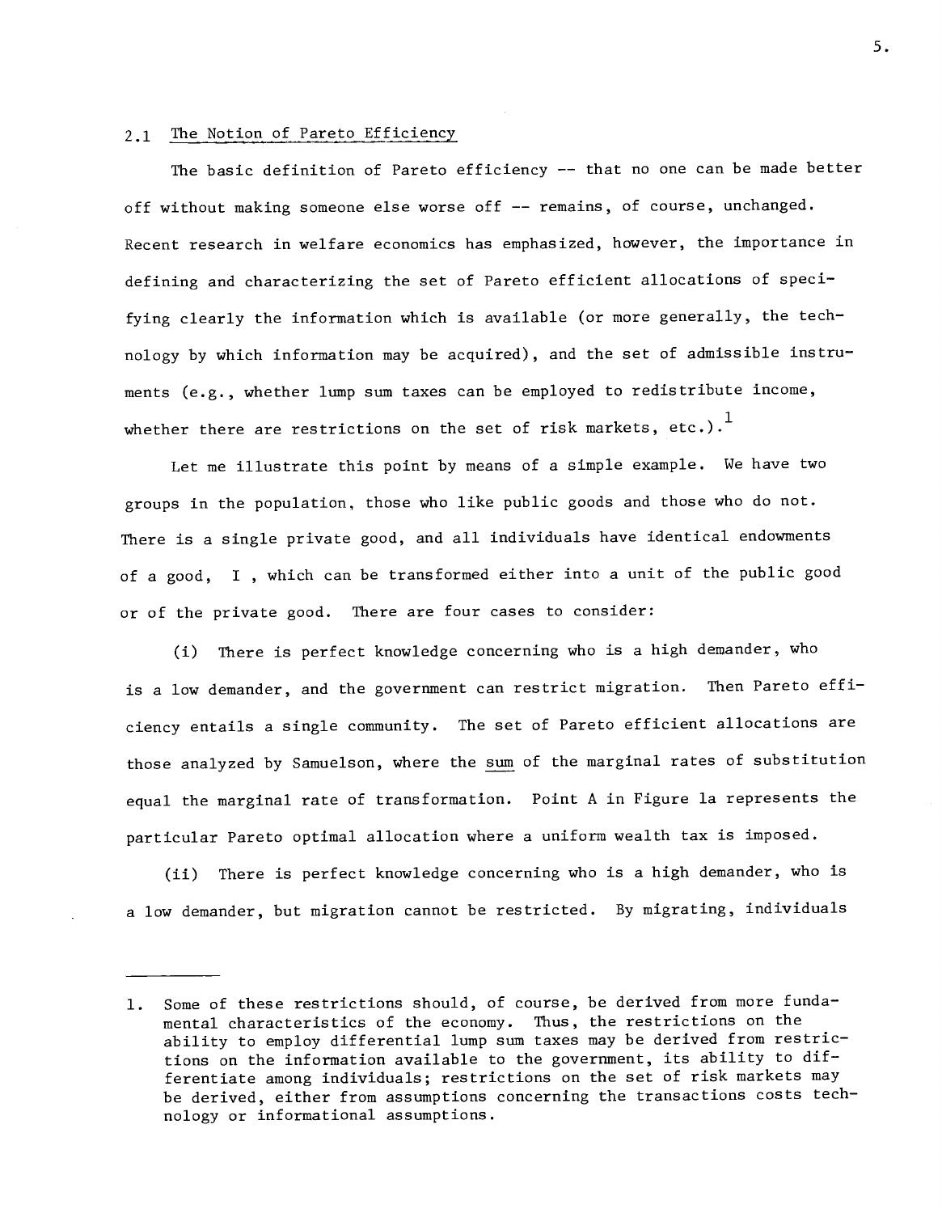## 2.1 The Notion of Pareto Efficiency

The basic definition of Pareto efficiency -- that no one can be made better off without making someone else worse off -- remains, of course, unchanged. Recent research in welfare economics has emphasized, however, the importance in defining and characterizing the set of Pareto efficient allocations of specifying clearly the information which is available (or more generally, the technology by which information may be acquired), and the set of admissible instruments (e.g., whether lump sum taxes can be employed to redistribute income, whether there are restrictions on the set of risk markets, etc.).[1]

Let me illustrate this point by means of a simple example. We have two groups in the population, those who like public goods and those who do not. There is a single private good, and all individuals have identical endowments of a good, $I$, which can be transformed either into a unit of the public good or of the private good. There are four cases to consider:

(i) There is perfect knowledge concerning who is a high demander, who is a low demander, and the government can restrict migration. Then Pareto efficiency entails a single community. The set of Pareto efficient allocations are those analyzed by Samuelson, where the <u>sum</u> of the marginal rates of substitution equal the marginal rate of transformation. Point A in Figure 1a represents the particular Pareto optimal allocation where a uniform wealth tax is imposed.

(ii) There is perfect knowledge concerning who is a high demander, who is a low demander, but migration cannot be restricted. By migrating, individuals

---

1. Some of these restrictions should, of course, be derived from more fundamental characteristics of the economy. Thus, the restrictions on the ability to employ differential lump sum taxes may be derived from restrictions on the information available to the government, its ability to differentiate among individuals; restrictions on the set of risk markets may be derived, either from assumptions concerning the transactions costs technology or informational assumptions.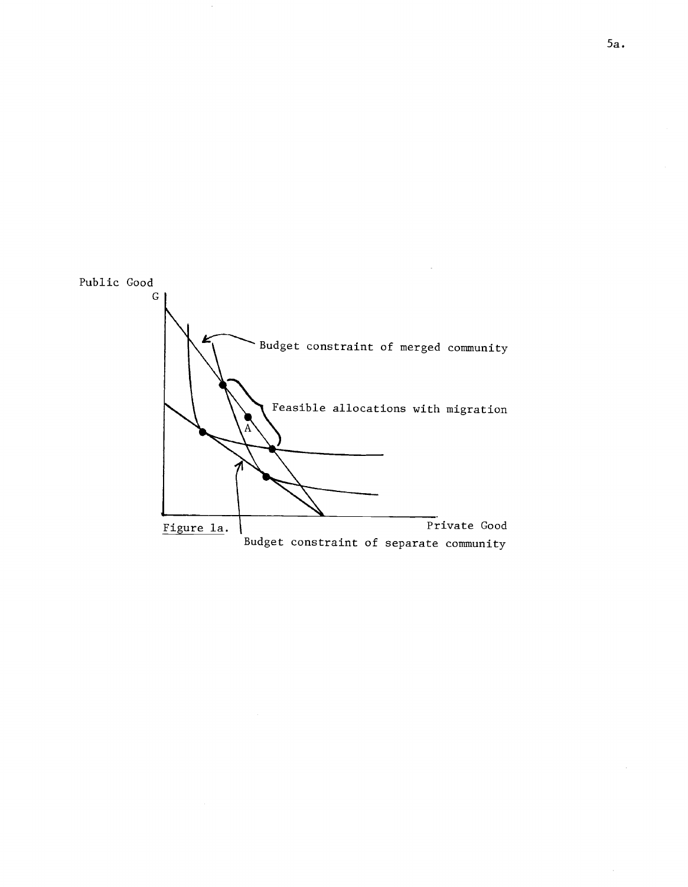Public Good

G

Budget constraint of merged community

Feasible allocations with migration

A

Figure 1a.

Private Good

Budget constraint of separate community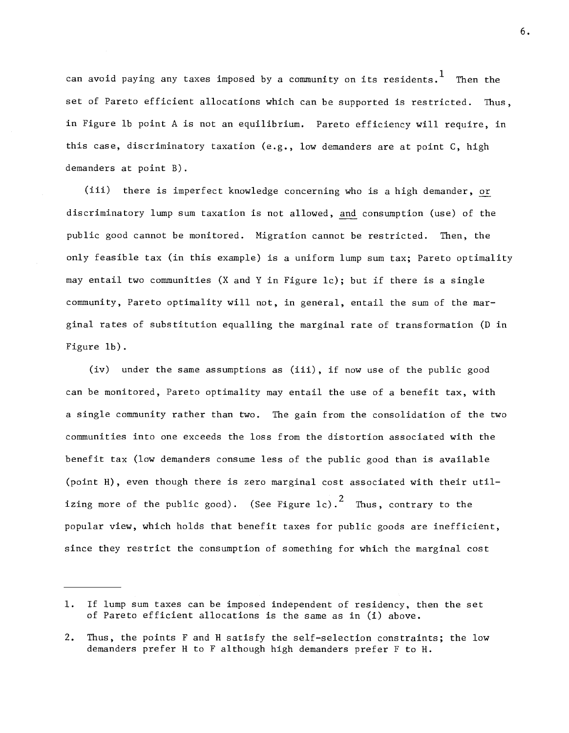can avoid paying any taxes imposed by a community on its residents.[1] Then the set of Pareto efficient allocations which can be supported is restricted. Thus, in Figure 1b point A is not an equilibrium. Pareto efficiency will require, in this case, discriminatory taxation (e.g., low demanders are at point C, high demanders at point B).

(iii) there is imperfect knowledge concerning who is a high demander, <u>or</u> discriminatory lump sum taxation is not allowed, <u>and</u> consumption (use) of the public good cannot be monitored. Migration cannot be restricted. Then, the only feasible tax (in this example) is a uniform lump sum tax; Pareto optimality may entail two communities (X and Y in Figure 1c); but if there is a single community, Pareto optimality will not, in general, entail the sum of the marginal rates of substitution equalling the marginal rate of transformation (D in Figure 1b).

(iv) under the same assumptions as (iii), if now use of the public good can be monitored, Pareto optimality may entail the use of a benefit tax, with a single community rather than two. The gain from the consolidation of the two communities into one exceeds the loss from the distortion associated with the benefit tax (low demanders consume less of the public good than is available (point H), even though there is zero marginal cost associated with their utilizing more of the public good). (See Figure 1c).[2] Thus, contrary to the popular view, which holds that benefit taxes for public goods are inefficient, since they restrict the consumption of something for which the marginal cost

---

1. If lump sum taxes can be imposed independent of residency, then the set of Pareto efficient allocations is the same as in (i) above.

2. Thus, the points F and H satisfy the self-selection constraints; the low demanders prefer H to F although high demanders prefer F to H.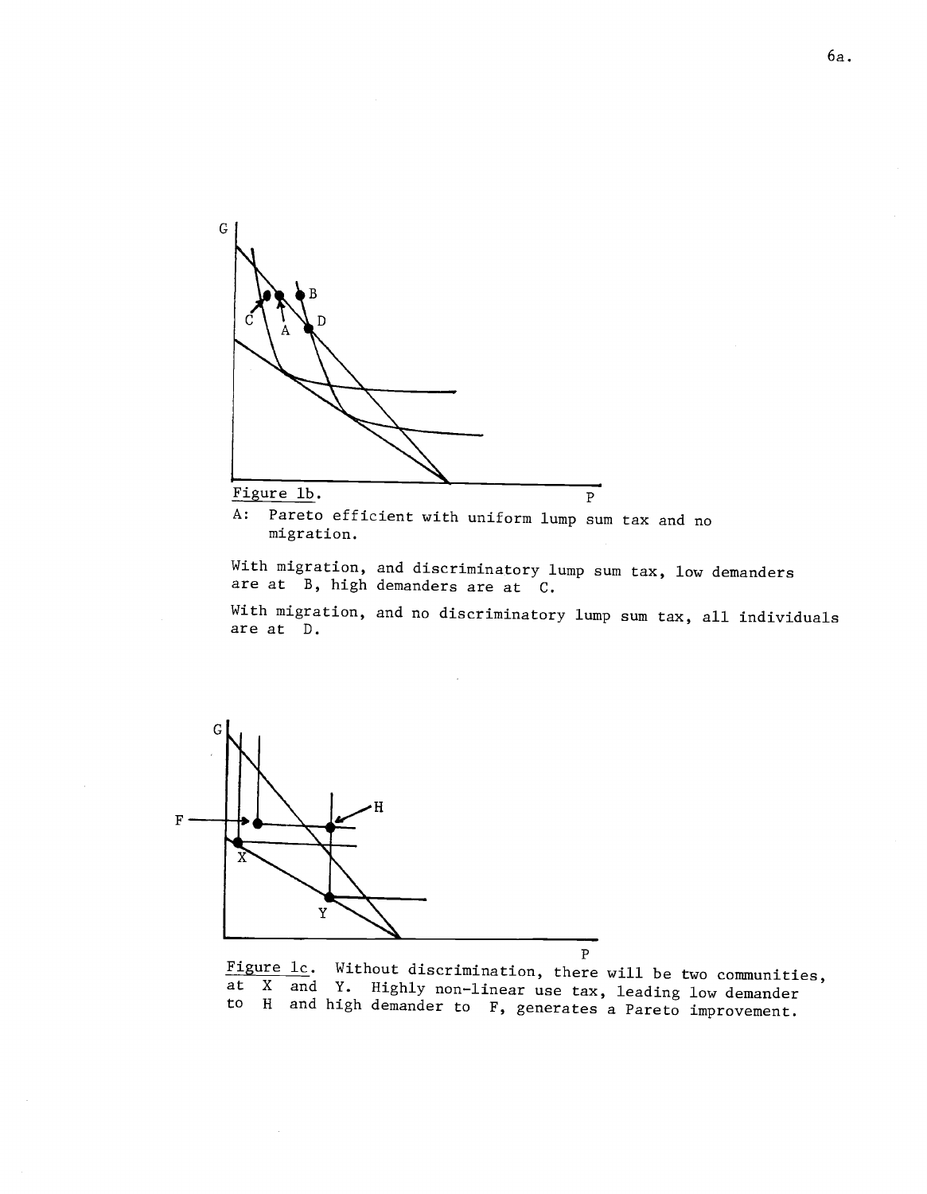Figure 1b.

A: Pareto efficient with uniform lump sum tax and no migration.

With migration, and discriminatory lump sum tax, low demanders are at B, high demanders are at C.

With migration, and no discriminatory lump sum tax, all individuals are at D.

Figure 1c. Without discrimination, there will be two communities, at X and Y. Highly non-linear use tax, leading low demander to H and high demander to F, generates a Pareto improvement.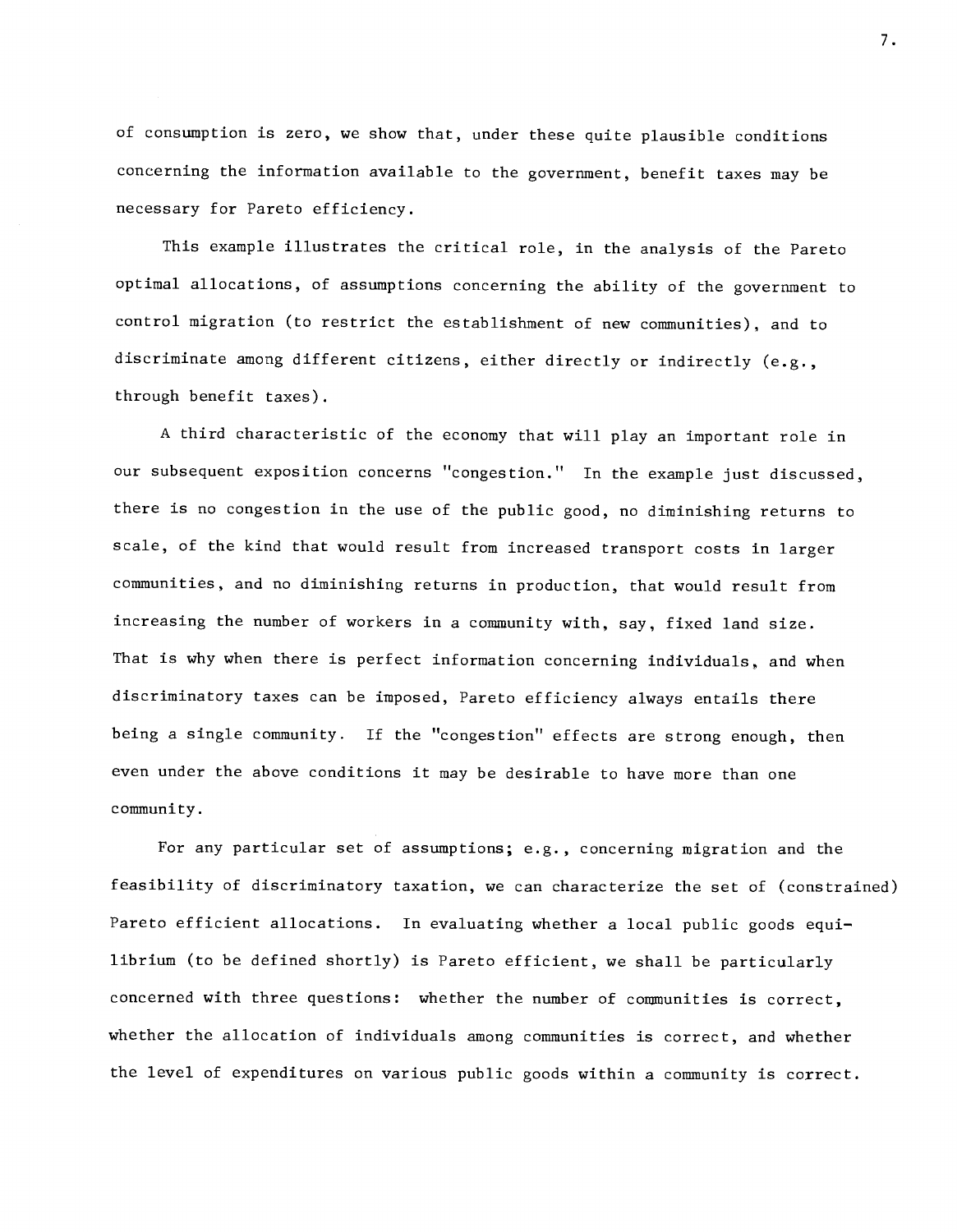of consumption is zero, we show that, under these quite plausible conditions concerning the information available to the government, benefit taxes may be necessary for Pareto efficiency.

This example illustrates the critical role, in the analysis of the Pareto optimal allocations, of assumptions concerning the ability of the government to control migration (to restrict the establishment of new communities), and to discriminate among different citizens, either directly or indirectly (e.g., through benefit taxes).

A third characteristic of the economy that will play an important role in our subsequent exposition concerns "congestion." In the example just discussed, there is no congestion in the use of the public good, no diminishing returns to scale, of the kind that would result from increased transport costs in larger communities, and no diminishing returns in production, that would result from increasing the number of workers in a community with, say, fixed land size. That is why when there is perfect information concerning individuals, and when discriminatory taxes can be imposed, Pareto efficiency always entails there being a single community. If the "congestion" effects are strong enough, then even under the above conditions it may be desirable to have more than one community.

For any particular set of assumptions; e.g., concerning migration and the feasibility of discriminatory taxation, we can characterize the set of (constrained) Pareto efficient allocations. In evaluating whether a local public goods equilibrium (to be defined shortly) is Pareto efficient, we shall be particularly concerned with three questions: whether the number of communities is correct, whether the allocation of individuals among communities is correct, and whether the level of expenditures on various public goods within a community is correct.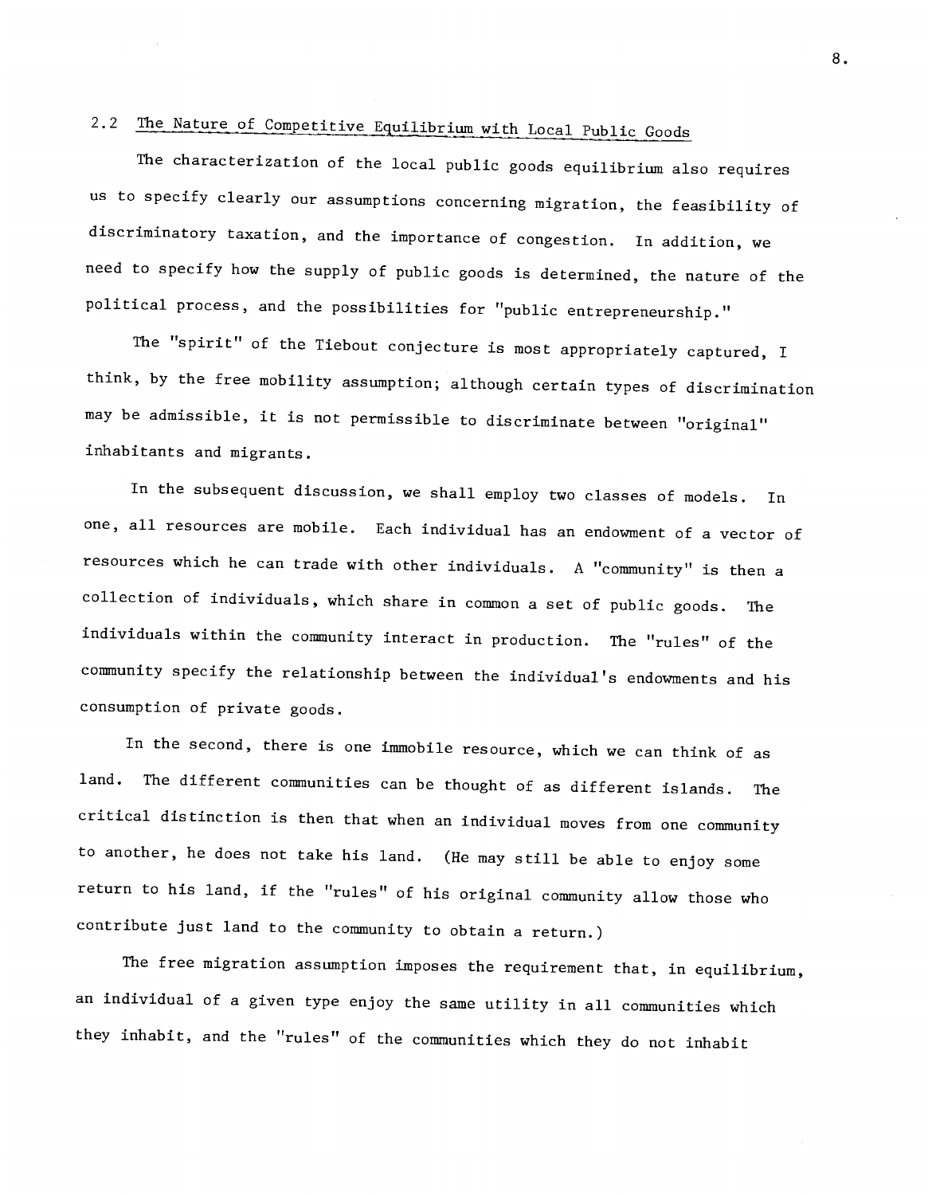## 2.2 The Nature of Competitive Equilibrium with Local Public Goods

The characterization of the local public goods equilibrium also requires us to specify clearly our assumptions concerning migration, the feasibility of discriminatory taxation, and the importance of congestion. In addition, we need to specify how the supply of public goods is determined, the nature of the political process, and the possibilities for "public entrepreneurship."

The "spirit" of the Tiebout conjecture is most appropriately captured, I think, by the free mobility assumption; although certain types of discrimination may be admissible, it is not permissible to discriminate between "original" inhabitants and migrants.

In the subsequent discussion, we shall employ two classes of models. In one, all resources are mobile. Each individual has an endowment of a vector of resources which he can trade with other individuals. A "community" is then a collection of individuals, which share in common a set of public goods. The individuals within the community interact in production. The "rules" of the community specify the relationship between the individual's endowments and his consumption of private goods.

In the second, there is one immobile resource, which we can think of as land. The different communities can be thought of as different islands. The critical distinction is then that when an individual moves from one community to another, he does not take his land. (He may still be able to enjoy some return to his land, if the "rules" of his original community allow those who contribute just land to the community to obtain a return.)

The free migration assumption imposes the requirement that, in equilibrium, an individual of a given type enjoy the same utility in all communities which they inhabit, and the "rules" of the communities which they do not inhabit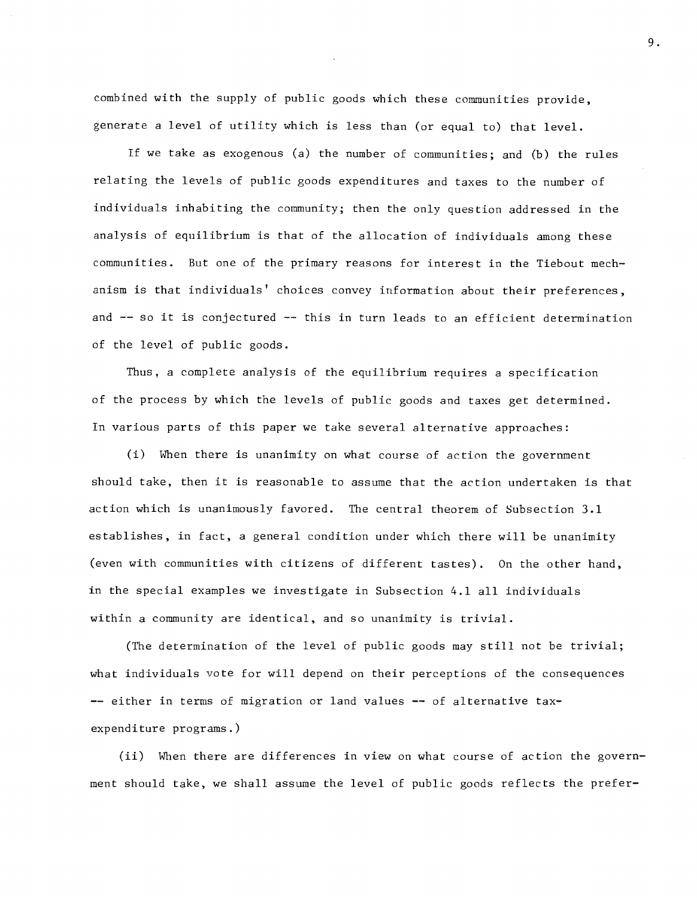combined with the supply of public goods which these communities provide, generate a level of utility which is less than (or equal to) that level.

If we take as exogenous (a) the number of communities; and (b) the rules relating the levels of public goods expenditures and taxes to the number of individuals inhabiting the community; then the only question addressed in the analysis of equilibrium is that of the allocation of individuals among these communities. But one of the primary reasons for interest in the Tiebout mechanism is that individuals' choices convey information about their preferences, and -- so it is conjectured -- this in turn leads to an efficient determination of the level of public goods.

Thus, a complete analysis of the equilibrium requires a specification of the process by which the levels of public goods and taxes get determined. In various parts of this paper we take several alternative approaches:

(i) When there is unanimity on what course of action the government should take, then it is reasonable to assume that the action undertaken is that action which is unanimously favored. The central theorem of Subsection 3.1 establishes, in fact, a general condition under which there will be unanimity (even with communities with citizens of different tastes). On the other hand, in the special examples we investigate in Subsection 4.1 all individuals within a community are identical, and so unanimity is trivial.

(The determination of the level of public goods may still not be trivial; what individuals vote for will depend on their perceptions of the consequences -- either in terms of migration or land values -- of alternative tax-expenditure programs.)

(ii) When there are differences in view on what course of action the government should take, we shall assume the level of public goods reflects the prefer-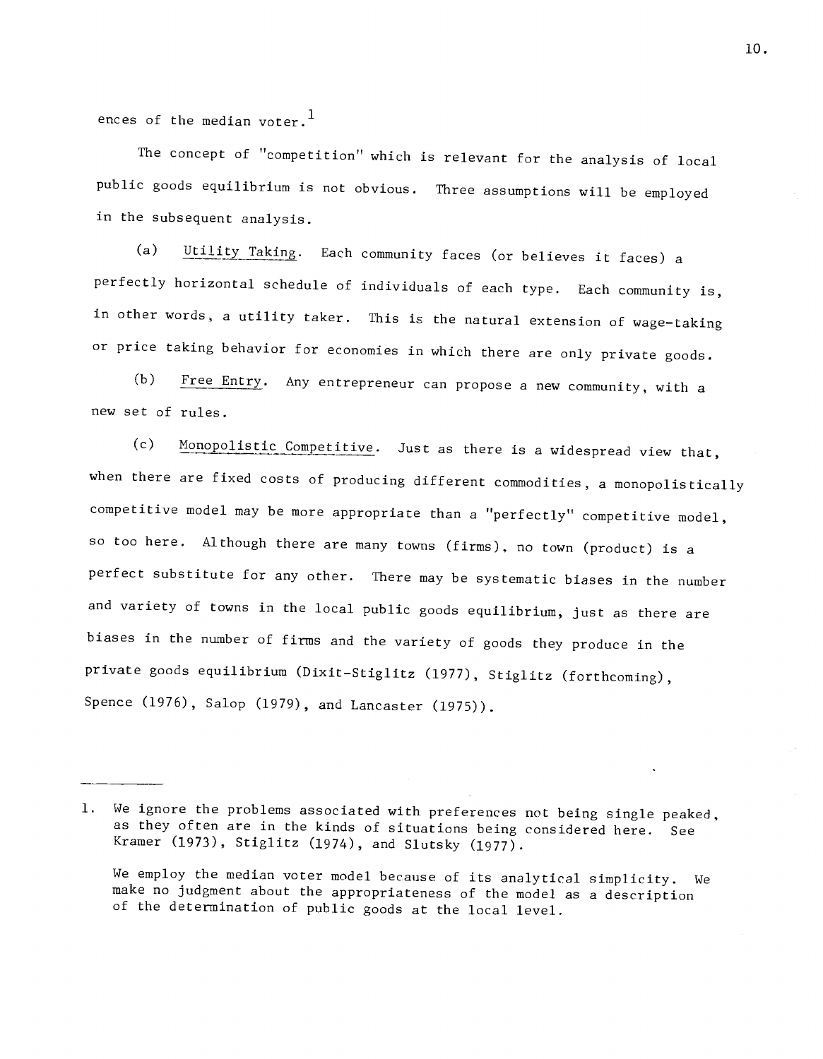ences of the median voter.[1]

The concept of "competition" which is relevant for the analysis of local public goods equilibrium is not obvious. Three assumptions will be employed in the subsequent analysis.

(a) Utility Taking. Each community faces (or believes it faces) a perfectly horizontal schedule of individuals of each type. Each community is, in other words, a utility taker. This is the natural extension of wage-taking or price taking behavior for economies in which there are only private goods.

(b) Free Entry. Any entrepreneur can propose a new community, with a new set of rules.

(c) Monopolistic Competitive. Just as there is a widespread view that, when there are fixed costs of producing different commodities, a monopolistically competitive model may be more appropriate than a "perfectly" competitive model, so too here. Although there are many towns (firms), no town (product) is a perfect substitute for any other. There may be systematic biases in the number and variety of towns in the local public goods equilibrium, just as there are biases in the number of firms and the variety of goods they produce in the private goods equilibrium (Dixit-Stiglitz (1977), Stiglitz (forthcoming), Spence (1976), Salop (1979), and Lancaster (1975)).

---

1. We ignore the problems associated with preferences not being single peaked, as they often are in the kinds of situations being considered here. See Kramer (1973), Stiglitz (1974), and Slutsky (1977).

   We employ the median voter model because of its analytical simplicity. We make no judgment about the appropriateness of the model as a description of the determination of public goods at the local level.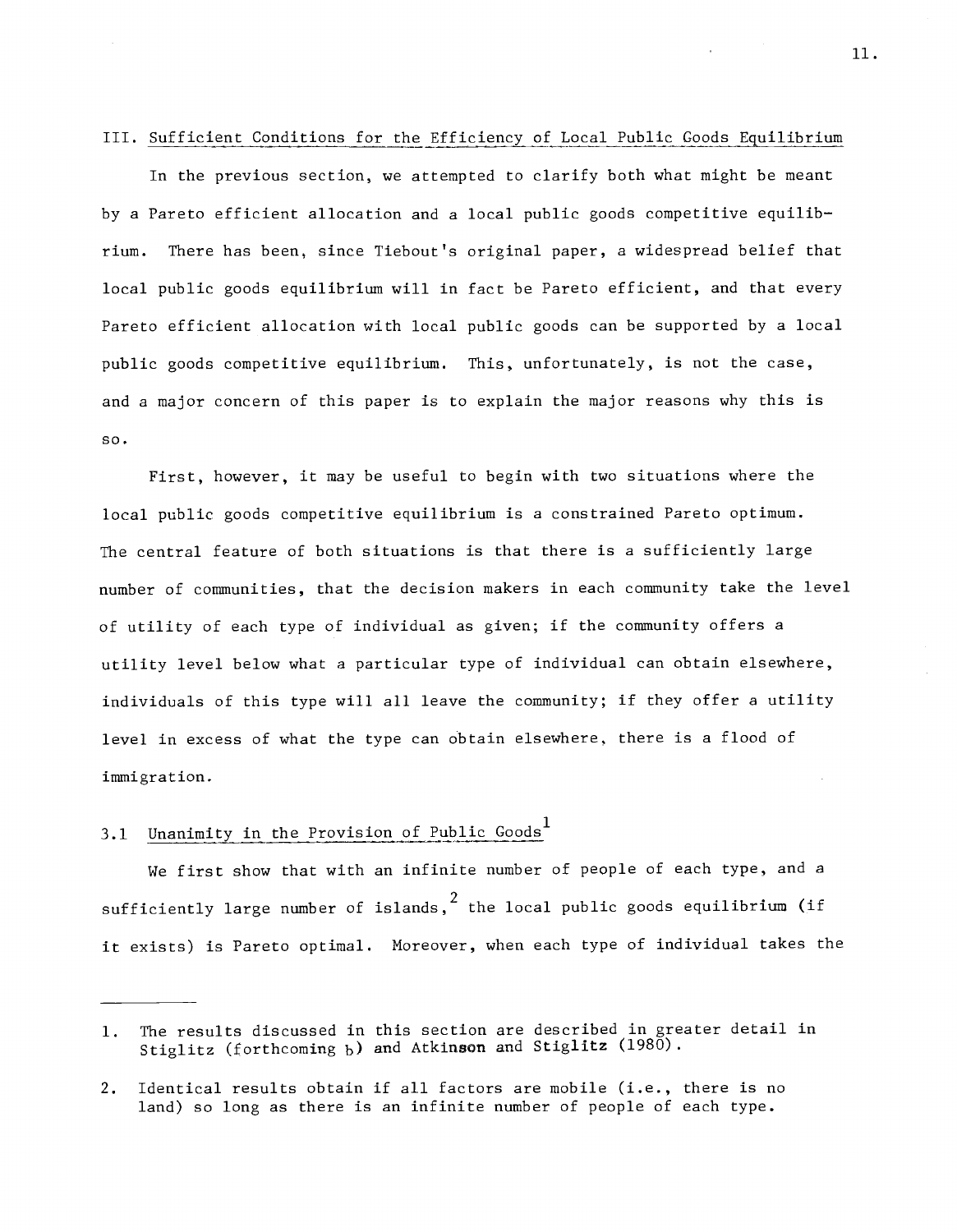## III. Sufficient Conditions for the Efficiency of Local Public Goods Equilibrium

In the previous section, we attempted to clarify both what might be meant by a Pareto efficient allocation and a local public goods competitive equilibrium. There has been, since Tiebout's original paper, a widespread belief that local public goods equilibrium will in fact be Pareto efficient, and that every Pareto efficient allocation with local public goods can be supported by a local public goods competitive equilibrium. This, unfortunately, is not the case, and a major concern of this paper is to explain the major reasons why this is so.

First, however, it may be useful to begin with two situations where the local public goods competitive equilibrium is a constrained Pareto optimum. The central feature of both situations is that there is a sufficiently large number of communities, that the decision makers in each community take the level of utility of each type of individual as given; if the community offers a utility level below what a particular type of individual can obtain elsewhere, individuals of this type will all leave the community; if they offer a utility level in excess of what the type can obtain elsewhere, there is a flood of immigration.

### 3.1 Unanimity in the Provision of Public Goods[1]

We first show that with an infinite number of people of each type, and a sufficiently large number of islands,[2] the local public goods equilibrium (if it exists) is Pareto optimal. Moreover, when each type of individual takes the

---

1. The results discussed in this section are described in greater detail in Stiglitz (forthcoming b) and Atkinson and Stiglitz (1980).

2. Identical results obtain if all factors are mobile (i.e., there is no land) so long as there is an infinite number of people of each type.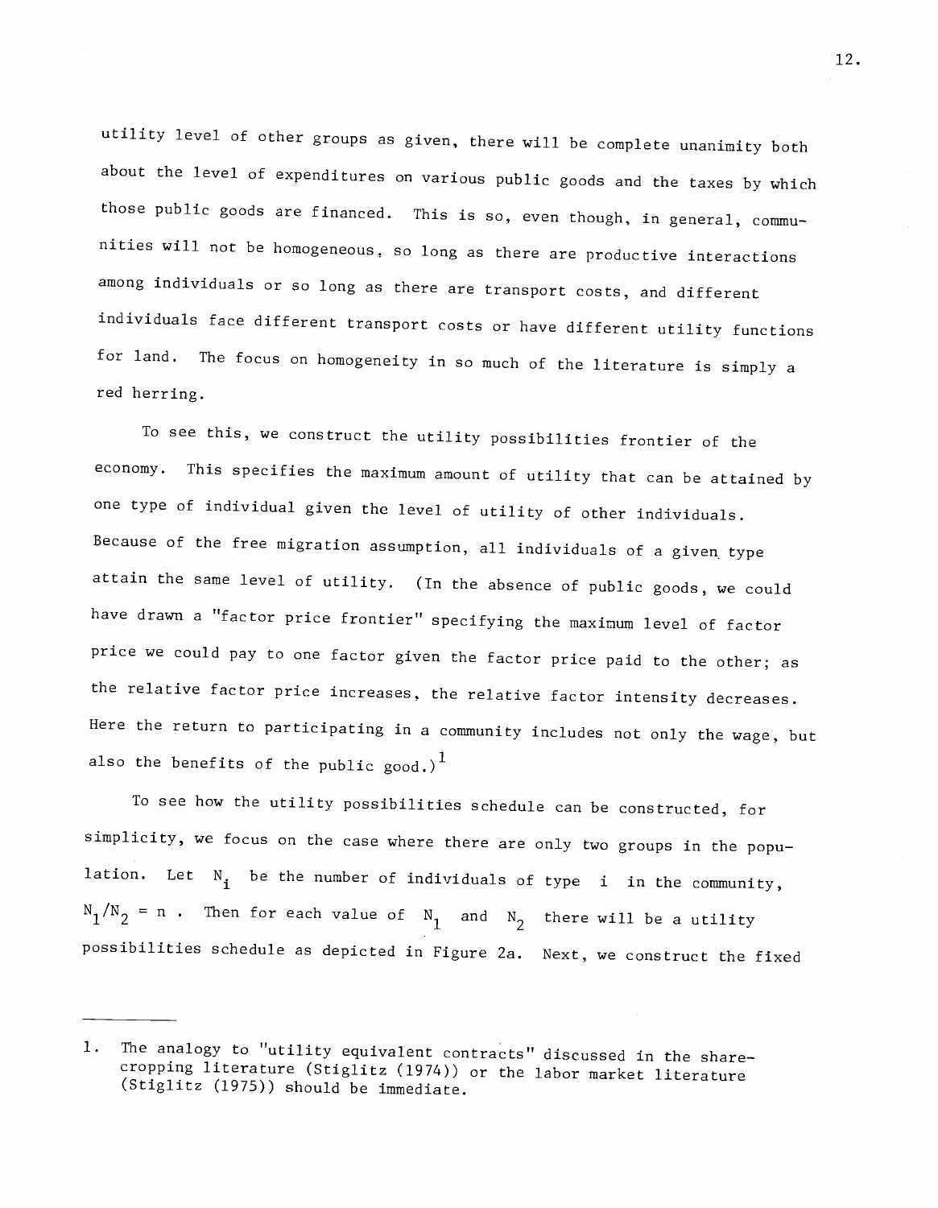utility level of other groups as given, there will be complete unanimity both about the level of expenditures on various public goods and the taxes by which those public goods are financed. This is so, even though, in general, communities will not be homogeneous, so long as there are productive interactions among individuals or so long as there are transport costs, and different individuals face different transport costs or have different utility functions for land. The focus on homogeneity in so much of the literature is simply a red herring.

To see this, we construct the utility possibilities frontier of the economy. This specifies the maximum amount of utility that can be attained by one type of individual given the level of utility of other individuals. Because of the free migration assumption, all individuals of a given type attain the same level of utility. (In the absence of public goods, we could have drawn a "factor price frontier" specifying the maximum level of factor price we could pay to one factor given the factor price paid to the other; as the relative factor price increases, the relative factor intensity decreases. Here the return to participating in a community includes not only the wage, but also the benefits of the public good.)[1]

To see how the utility possibilities schedule can be constructed, for simplicity, we focus on the case where there are only two groups in the population. Let $N_i$ be the number of individuals of type $i$ in the community, $N_1/N_2 = n$ . Then for each value of $N_1$ and $N_2$ there will be a utility possibilities schedule as depicted in Figure 2a. Next, we construct the fixed

---

1. The analogy to "utility equivalent contracts" discussed in the sharecropping literature (Stiglitz (1974)) or the labor market literature (Stiglitz (1975)) should be immediate.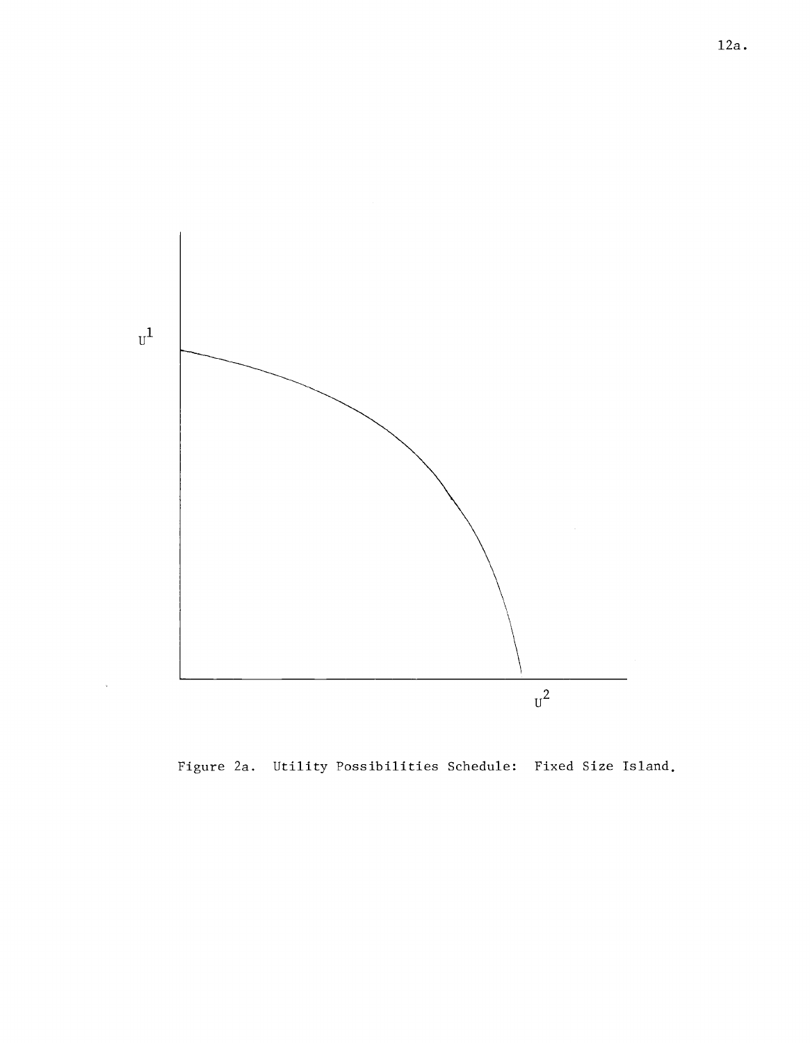Figure 2a. Utility Possibilities Schedule: Fixed Size Island.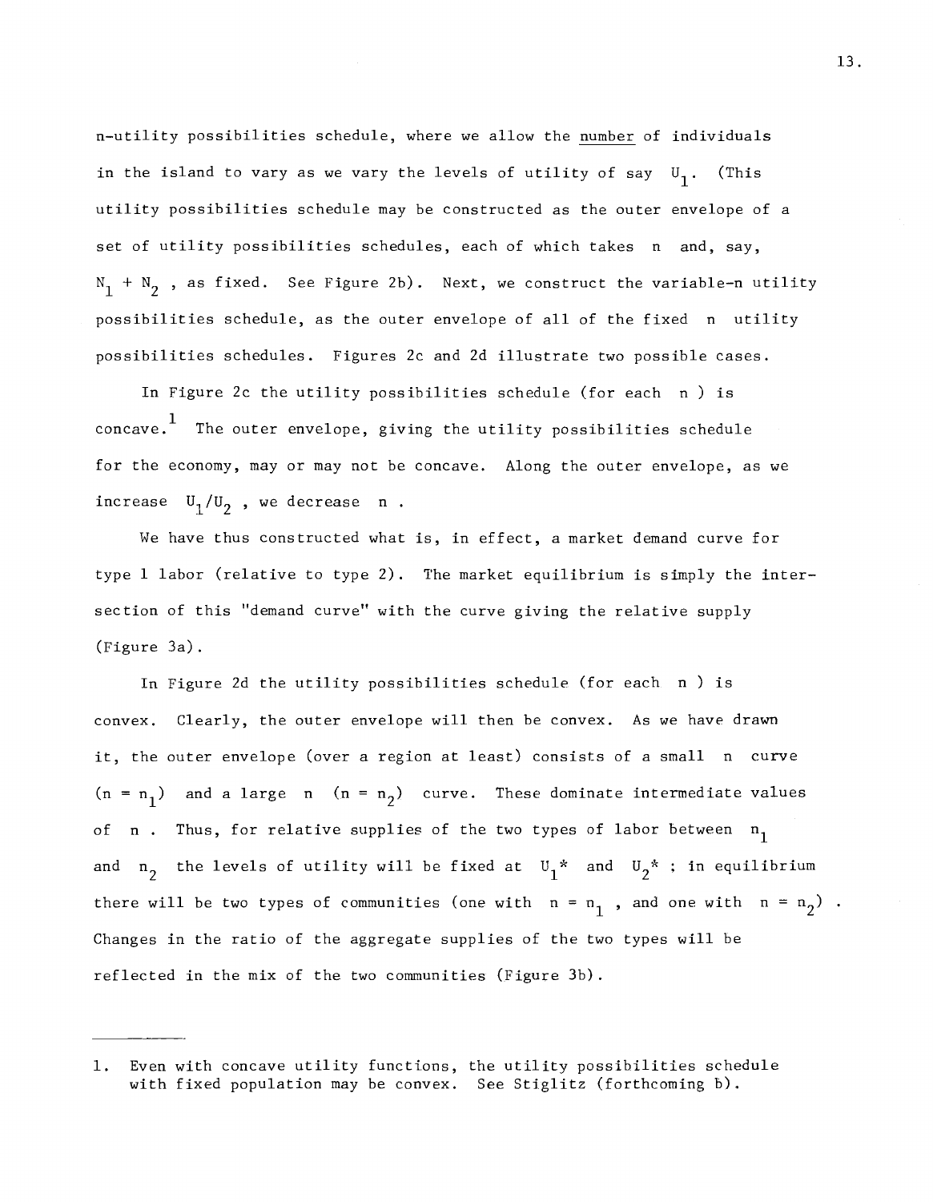n-utility possibilities schedule, where we allow the <u>number</u> of individuals in the island to vary as we vary the levels of utility of say $U_1$. (This utility possibilities schedule may be constructed as the outer envelope of a set of utility possibilities schedules, each of which takes $n$ and, say, $N_1 + N_2$, as fixed. See Figure 2b). Next, we construct the variable-n utility possibilities schedule, as the outer envelope of all of the fixed $n$ utility possibilities schedules. Figures 2c and 2d illustrate two possible cases.

In Figure 2c the utility possibilities schedule (for each $n$) is concave.[1] The outer envelope, giving the utility possibilities schedule for the economy, may or may not be concave. Along the outer envelope, as we increase $U_1/U_2$, we decrease $n$.

We have thus constructed what is, in effect, a market demand curve for type 1 labor (relative to type 2). The market equilibrium is simply the intersection of this "demand curve" with the curve giving the relative supply (Figure 3a).

In Figure 2d the utility possibilities schedule (for each $n$) is convex. Clearly, the outer envelope will then be convex. As we have drawn it, the outer envelope (over a region at least) consists of a small $n$ curve ($n = n_1$) and a large $n$ ($n = n_2$) curve. These dominate intermediate values of $n$. Thus, for relative supplies of the two types of labor between $n_1$ and $n_2$ the levels of utility will be fixed at $U_1$* and $U_2$* ; in equilibrium there will be two types of communities (one with $n = n_1$, and one with $n = n_2$). Changes in the ratio of the aggregate supplies of the two types will be reflected in the mix of the two communities (Figure 3b).

---

1. Even with concave utility functions, the utility possibilities schedule with fixed population may be convex. See Stiglitz (forthcoming b).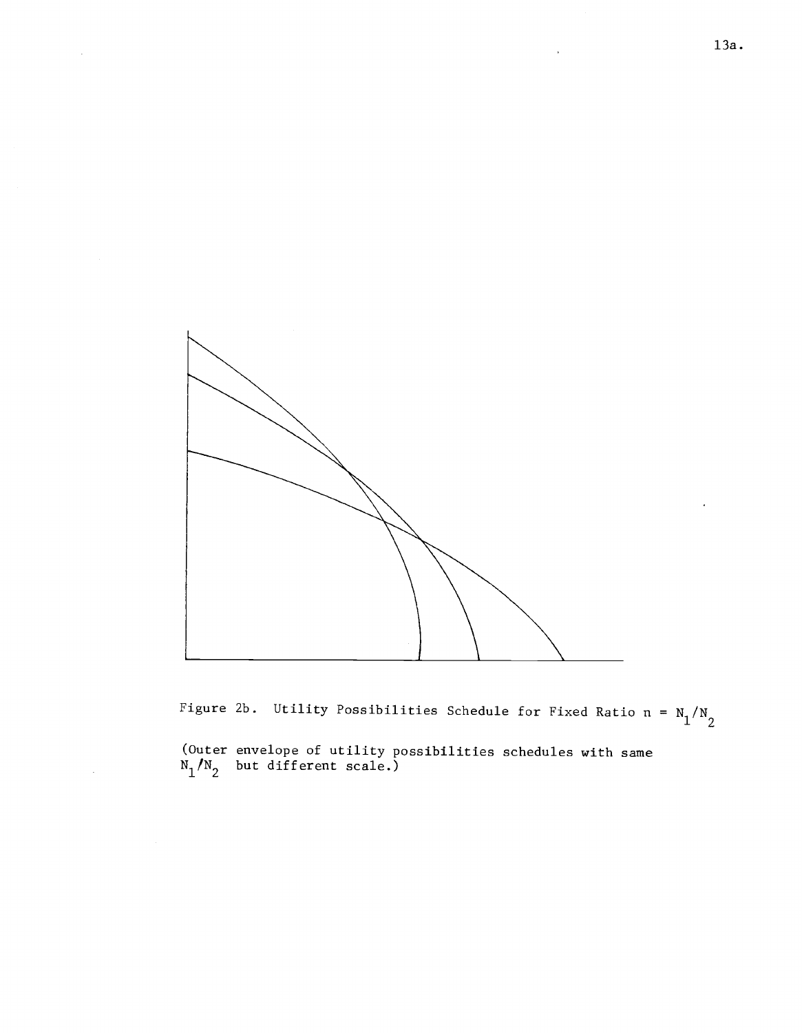Figure 2b. Utility Possibilities Schedule for Fixed Ratio $n = N_1/N_2$

(Outer envelope of utility possibilities schedules with same $N_1/N_2$ but different scale.)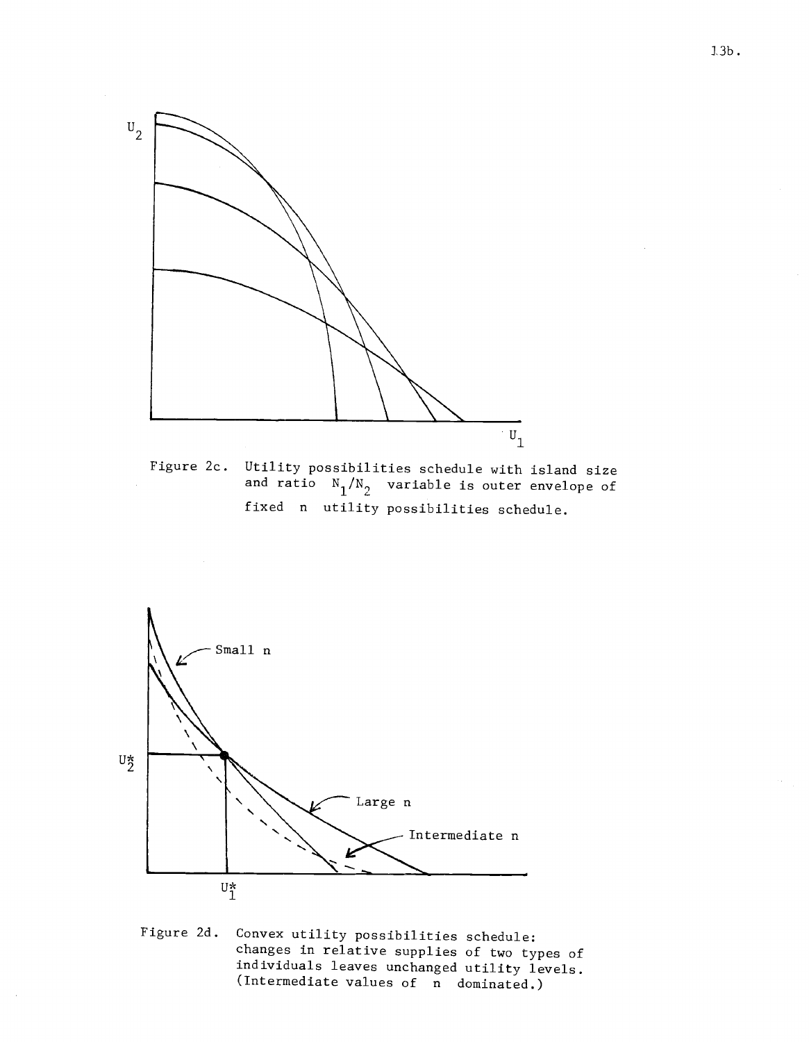Figure 2c. Utility possibilities schedule with island size and ratio $N_1/N_2$ variable is outer envelope of fixed n utility possibilities schedule.

Figure 2d. Convex utility possibilities schedule: changes in relative supplies of two types of individuals leaves unchanged utility levels. (Intermediate values of n dominated.)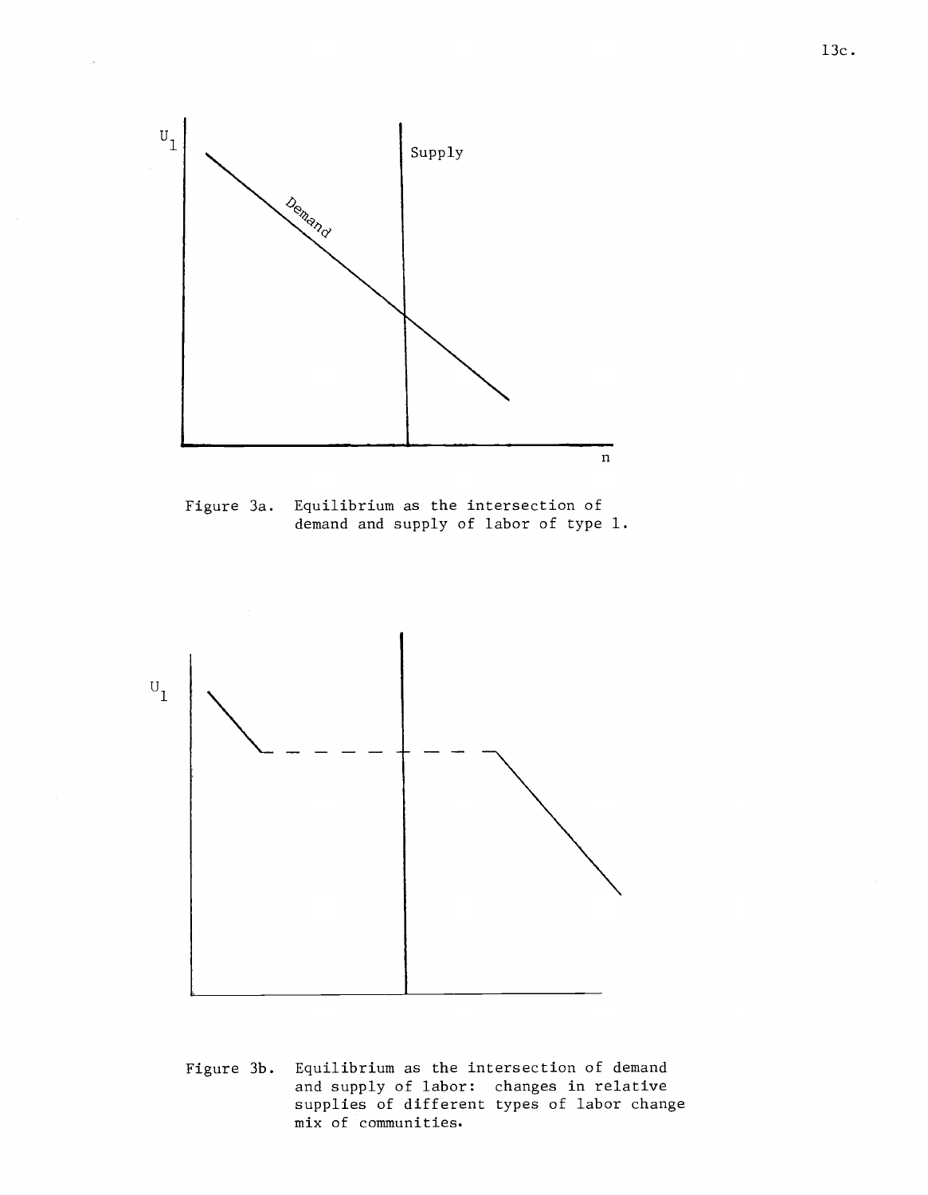Figure 3a. Equilibrium as the intersection of demand and supply of labor of type 1.

Figure 3b. Equilibrium as the intersection of demand and supply of labor: changes in relative supplies of different types of labor change mix of communities.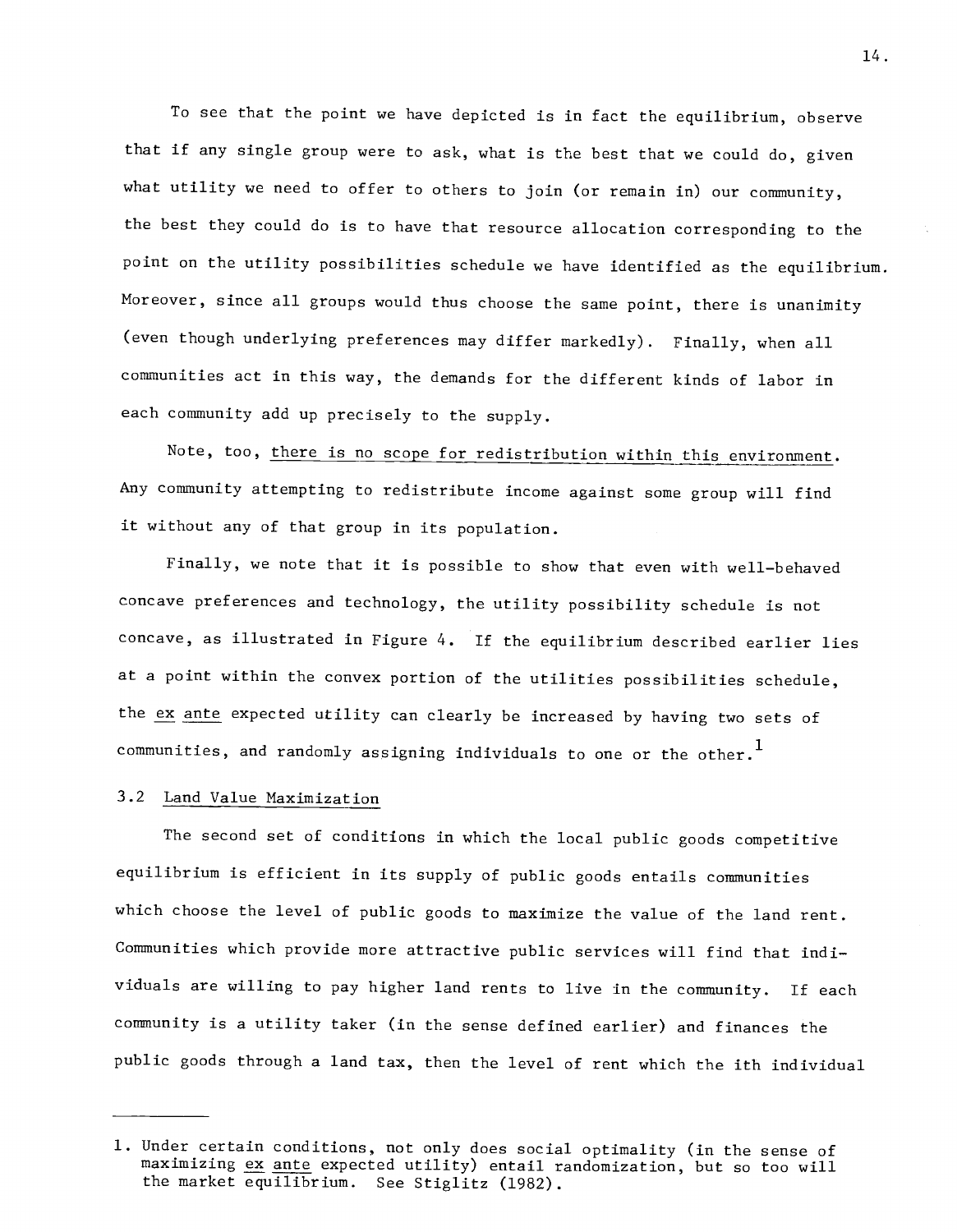To see that the point we have depicted is in fact the equilibrium, observe that if any single group were to ask, what is the best that we could do, given what utility we need to offer to others to join (or remain in) our community, the best they could do is to have that resource allocation corresponding to the point on the utility possibilities schedule we have identified as the equilibrium. Moreover, since all groups would thus choose the same point, there is unanimity (even though underlying preferences may differ markedly). Finally, when all communities act in this way, the demands for the different kinds of labor in each community add up precisely to the supply.

Note, too, there is no scope for redistribution within this environment. Any community attempting to redistribute income against some group will find it without any of that group in its population.

Finally, we note that it is possible to show that even with well-behaved concave preferences and technology, the utility possibility schedule is not concave, as illustrated in Figure 4. If the equilibrium described earlier lies at a point within the convex portion of the utilities possibilities schedule, the *ex ante* expected utility can clearly be increased by having two sets of communities, and randomly assigning individuals to one or the other.[1]

### 3.2 Land Value Maximization

The second set of conditions in which the local public goods competitive equilibrium is efficient in its supply of public goods entails communities which choose the level of public goods to maximize the value of the land rent. Communities which provide more attractive public services will find that individuals are willing to pay higher land rents to live in the community. If each community is a utility taker (in the sense defined earlier) and finances the public goods through a land tax, then the level of rent which the ith individual

---

1. Under certain conditions, not only does social optimality (in the sense of maximizing *ex ante* expected utility) entail randomization, but so too will the market equilibrium. See Stiglitz (1982).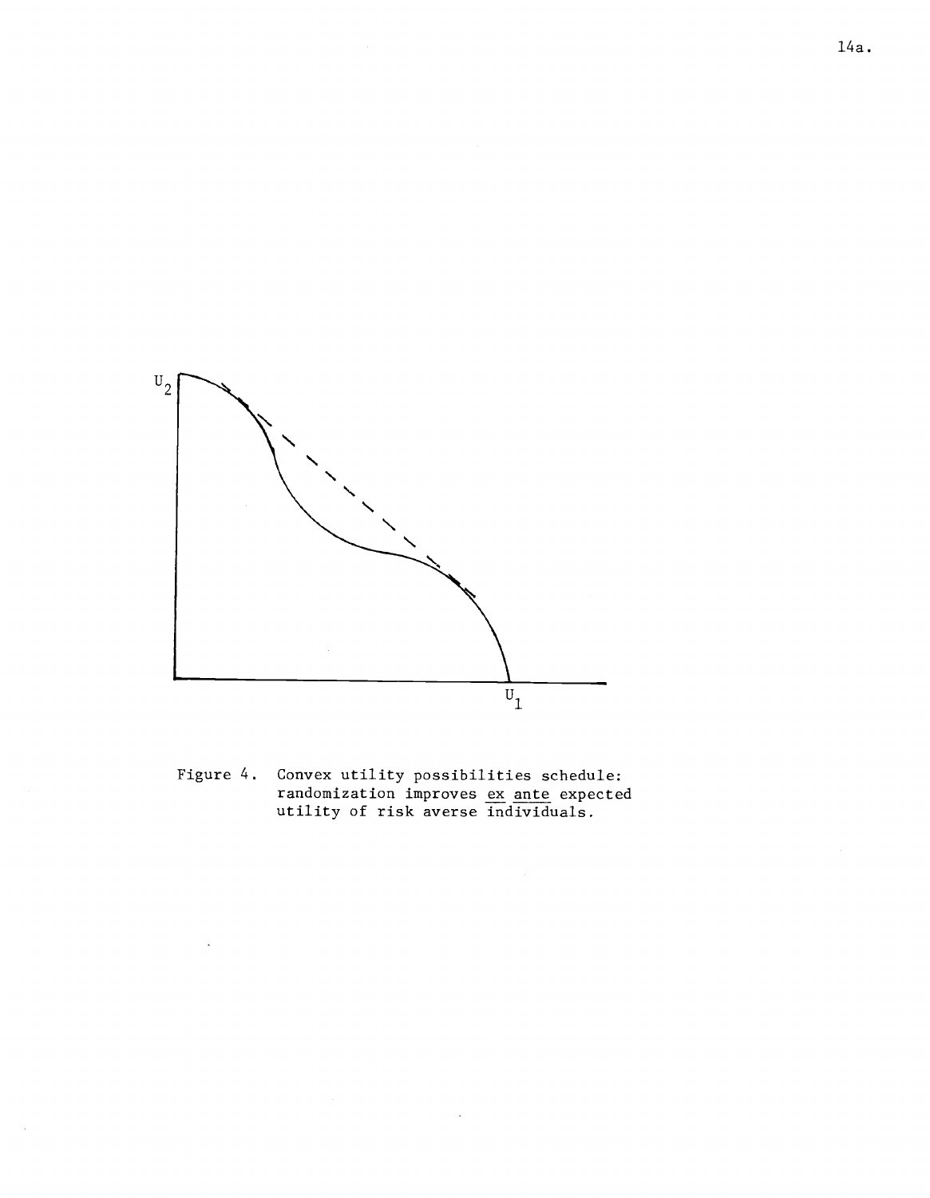Figure 4. Convex utility possibilities schedule: randomization improves *ex ante* expected utility of risk averse individuals.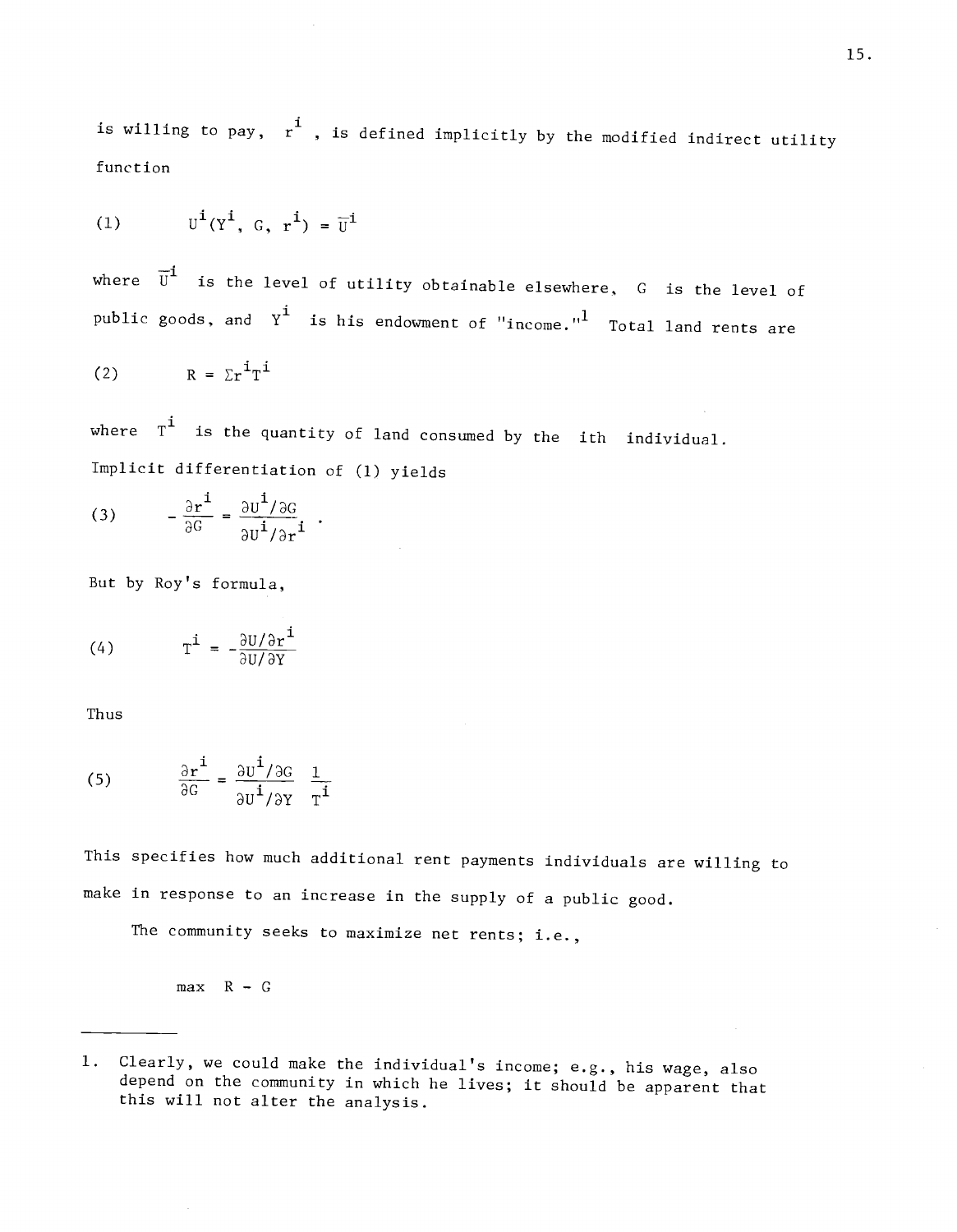is willing to pay, $r^i$, is defined implicitly by the modified indirect utility function

$$(1) \qquad U^i(Y^i, G, r^i) = \bar{U}^i$$

where $\bar{U}^i$ is the level of utility obtainable elsewhere, $G$ is the level of public goods, and $Y^i$ is his endowment of "income."[1] Total land rents are

$$(2) \qquad R = \Sigma r^i T^i$$

where $T^i$ is the quantity of land consumed by the ith individual. Implicit differentiation of (1) yields

$$(3) \qquad -\frac{\partial r^i}{\partial G} = \frac{\partial U^i/\partial G}{\partial U^i/\partial r^i} .$$

But by Roy's formula,

$$(4) \qquad T^i = -\frac{\partial U/\partial r^i}{\partial U/\partial Y}$$

Thus

$$(5) \qquad \frac{\partial r^i}{\partial G} = \frac{\partial U^i/\partial G}{\partial U^i/\partial Y} \frac{1}{T^i}$$

This specifies how much additional rent payments individuals are willing to make in response to an increase in the supply of a public good.

The community seeks to maximize net rents; i.e.,

$$\max \quad R - G$$

---

1. Clearly, we could make the individual's income; e.g., his wage, also depend on the community in which he lives; it should be apparent that this will not alter the analysis.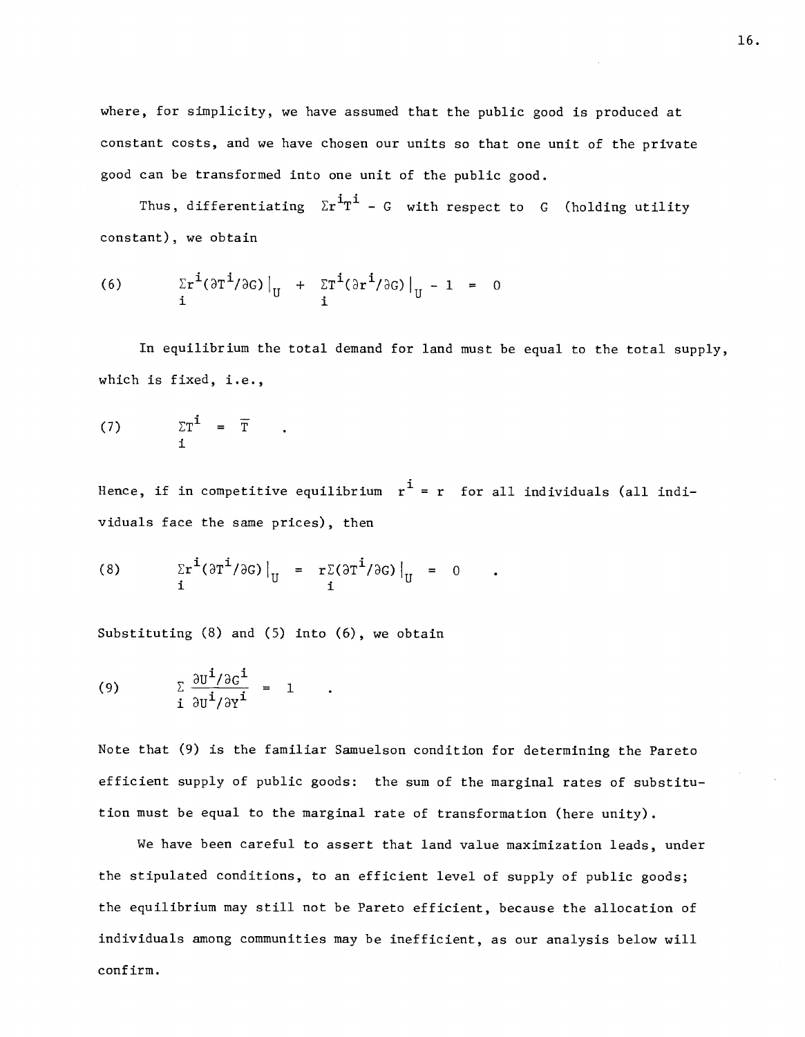where, for simplicity, we have assumed that the public good is produced at constant costs, and we have chosen our units so that one unit of the private good can be transformed into one unit of the public good.

Thus, differentiating $\Sigma r^i T^i - G$ with respect to $G$ (holding utility constant), we obtain

$$\text{(6)} \qquad \sum_i r^i (\partial T^i/\partial G)\big|_U + \sum_i T^i (\partial r^i/\partial G)\big|_U - 1 = 0$$

In equilibrium the total demand for land must be equal to the total supply, which is fixed, i.e.,

$$\text{(7)} \qquad \sum_i T^i = \overline{T} \quad .$$

Hence, if in competitive equilibrium $r^i = r$ for all individuals (all individuals face the same prices), then

$$\text{(8)} \qquad \sum_i r^i (\partial T^i/\partial G)\big|_U = r \sum_i (\partial T^i/\partial G)\big|_U = 0 \quad .$$

Substituting (8) and (5) into (6), we obtain

$$\text{(9)} \qquad \sum_i \frac{\partial U^i/\partial G^i}{\partial U^i/\partial Y^i} = 1 \quad .$$

Note that (9) is the familiar Samuelson condition for determining the Pareto efficient supply of public goods: the sum of the marginal rates of substitution must be equal to the marginal rate of transformation (here unity).

We have been careful to assert that land value maximization leads, under the stipulated conditions, to an efficient level of supply of public goods; the equilibrium may still not be Pareto efficient, because the allocation of individuals among communities may be inefficient, as our analysis below will confirm.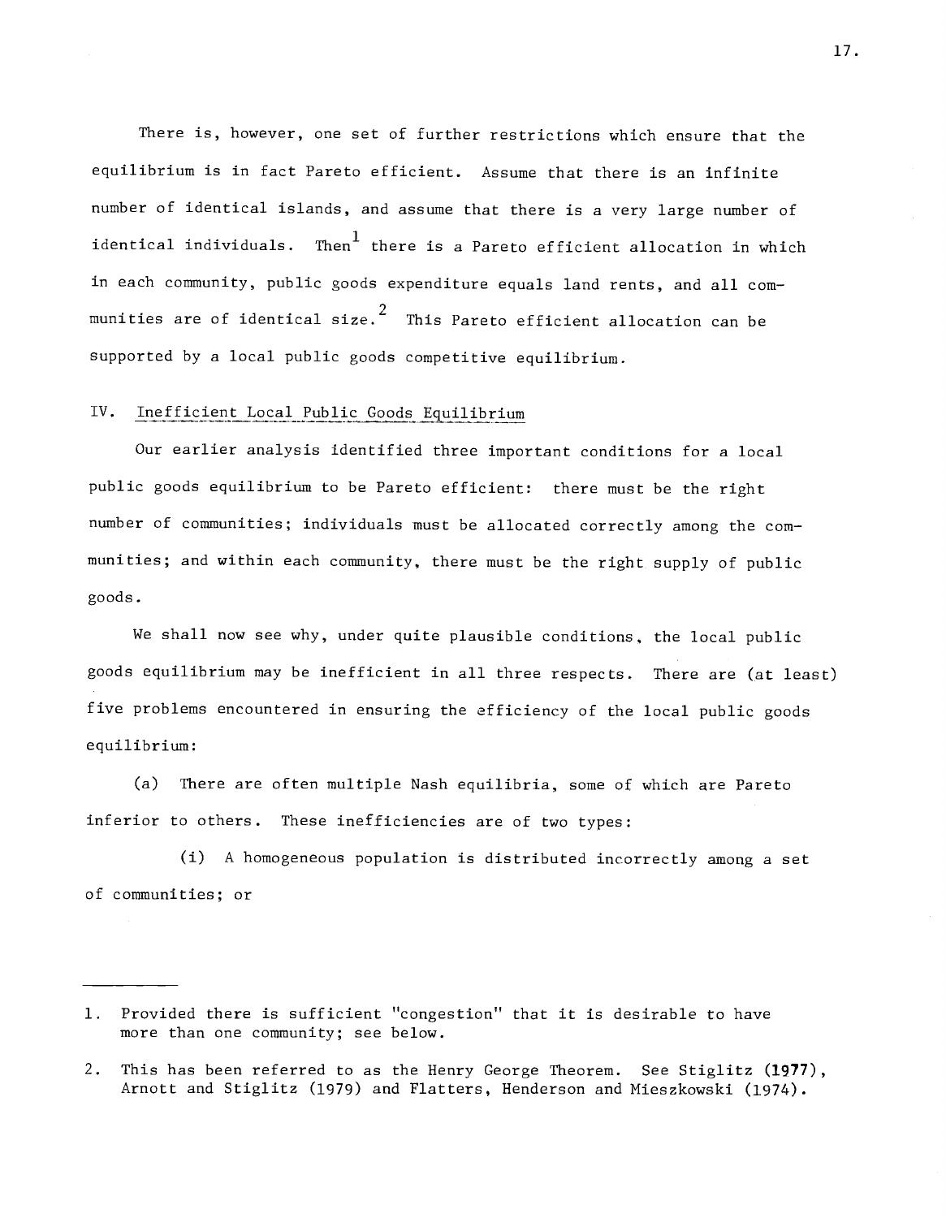There is, however, one set of further restrictions which ensure that the equilibrium is in fact Pareto efficient. Assume that there is an infinite number of identical islands, and assume that there is a very large number of identical individuals. Then[1] there is a Pareto efficient allocation in which in each community, public goods expenditure equals land rents, and all communities are of identical size.[2] This Pareto efficient allocation can be supported by a local public goods competitive equilibrium.

## IV. Inefficient Local Public Goods Equilibrium

Our earlier analysis identified three important conditions for a local public goods equilibrium to be Pareto efficient: there must be the right number of communities; individuals must be allocated correctly among the communities; and within each community, there must be the right supply of public goods.

We shall now see why, under quite plausible conditions, the local public goods equilibrium may be inefficient in all three respects. There are (at least) five problems encountered in ensuring the efficiency of the local public goods equilibrium:

(a) There are often multiple Nash equilibria, some of which are Pareto inferior to others. These inefficiencies are of two types:

(i) A homogeneous population is distributed incorrectly among a set of communities; or

---

1. Provided there is sufficient "congestion" that it is desirable to have more than one community; see below.

2. This has been referred to as the Henry George Theorem. See Stiglitz (1977), Arnott and Stiglitz (1979) and Flatters, Henderson and Mieszkowski (1974).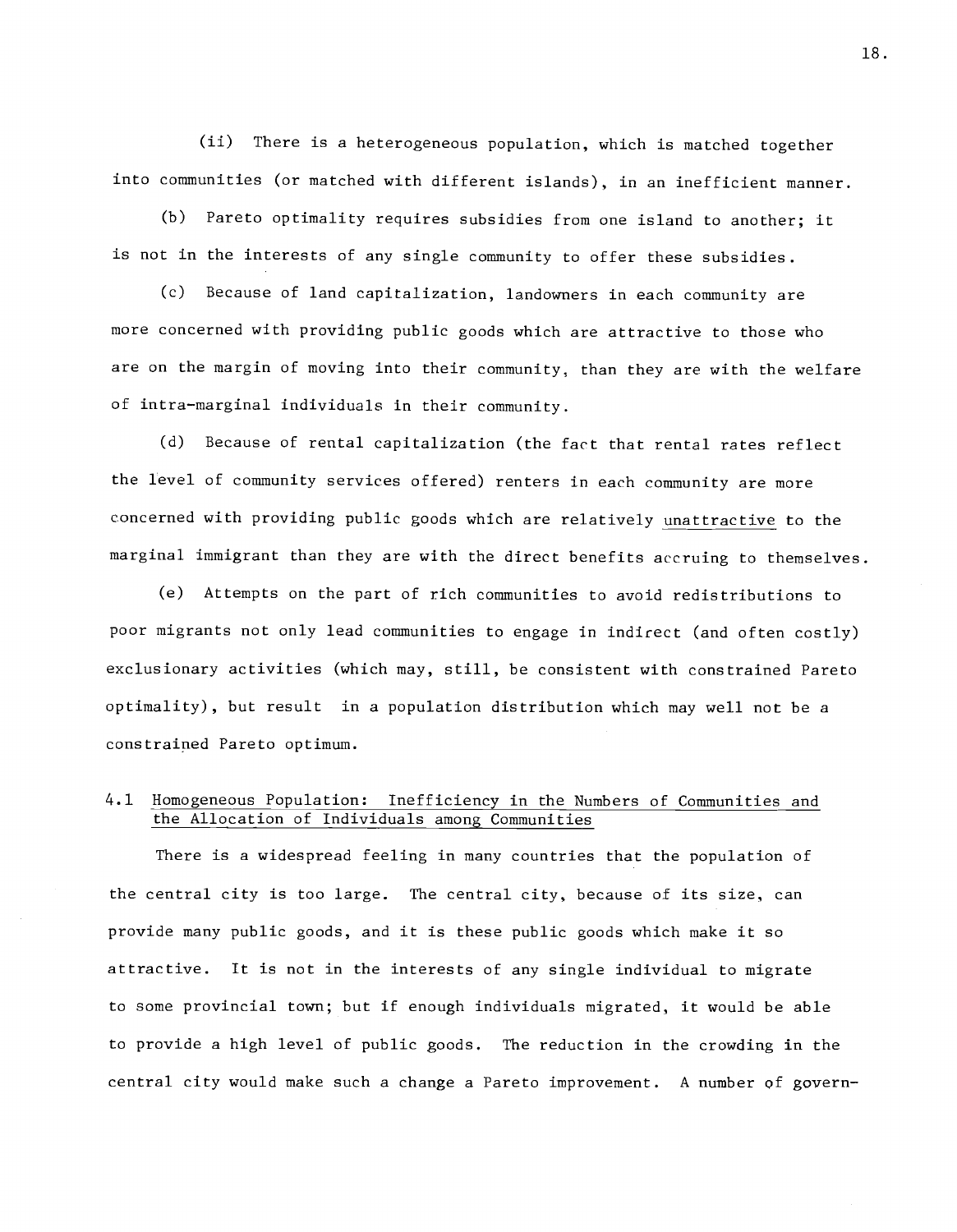(ii) There is a heterogeneous population, which is matched together into communities (or matched with different islands), in an inefficient manner.

(b) Pareto optimality requires subsidies from one island to another; it is not in the interests of any single community to offer these subsidies.

(c) Because of land capitalization, landowners in each community are more concerned with providing public goods which are attractive to those who are on the margin of moving into their community, than they are with the welfare of intra-marginal individuals in their community.

(d) Because of rental capitalization (the fact that rental rates reflect the level of community services offered) renters in each community are more concerned with providing public goods which are relatively <u>unattractive</u> to the marginal immigrant than they are with the direct benefits accruing to themselves.

(e) Attempts on the part of rich communities to avoid redistributions to poor migrants not only lead communities to engage in indirect (and often costly) exclusionary activities (which may, still, be consistent with constrained Pareto optimality), but result in a population distribution which may well not be a constrained Pareto optimum.

## 4.1 Homogeneous Population: Inefficiency in the Numbers of Communities and the Allocation of Individuals among Communities

There is a widespread feeling in many countries that the population of the central city is too large. The central city, because of its size, can provide many public goods, and it is these public goods which make it so attractive. It is not in the interests of any single individual to migrate to some provincial town; but if enough individuals migrated, it would be able to provide a high level of public goods. The reduction in the crowding in the central city would make such a change a Pareto improvement. A number of govern-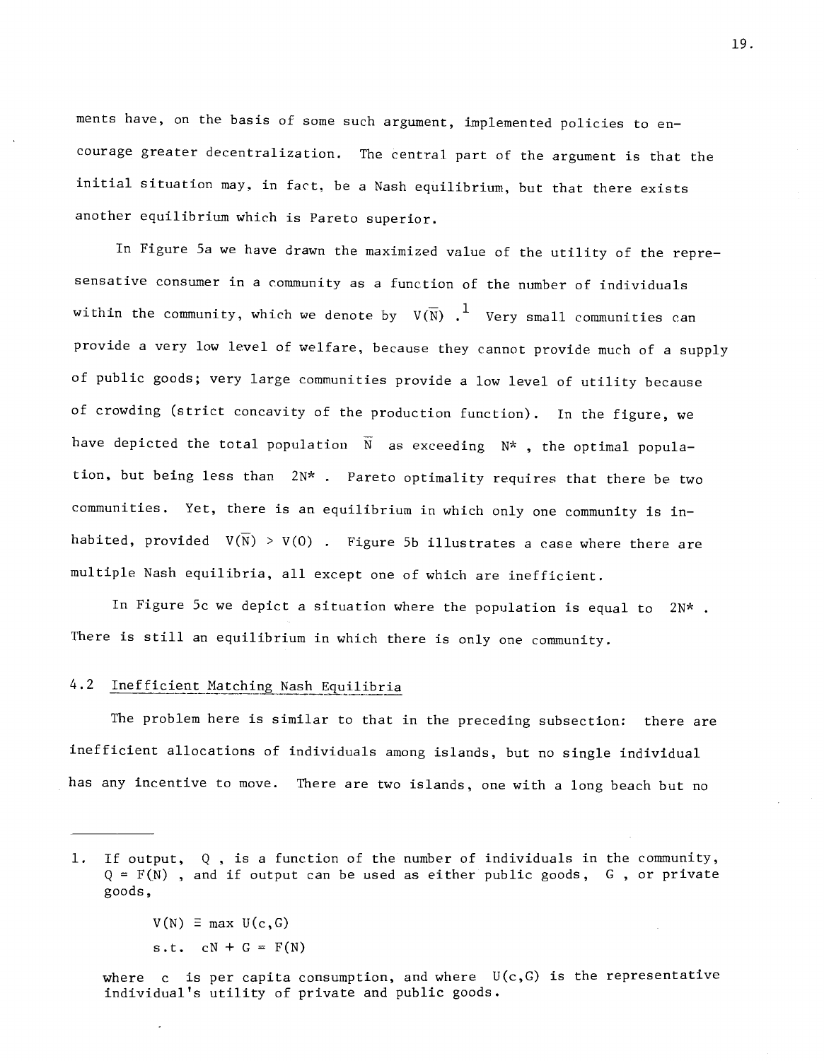ments have, on the basis of some such argument, implemented policies to encourage greater decentralization. The central part of the argument is that the initial situation may, in fact, be a Nash equilibrium, but that there exists another equilibrium which is Pareto superior.

In Figure 5a we have drawn the maximized value of the utility of the represensative consumer in a community as a function of the number of individuals within the community, which we denote by $V(\bar{N})$ .[1] Very small communities can provide a very low level of welfare, because they cannot provide much of a supply of public goods; very large communities provide a low level of utility because of crowding (strict concavity of the production function). In the figure, we have depicted the total population $\bar{N}$ as exceeding $N^*$ , the optimal population, but being less than $2N^*$ . Pareto optimality requires that there be two communities. Yet, there is an equilibrium in which only one community is inhabited, provided $V(\bar{N}) > V(0)$ . Figure 5b illustrates a case where there are multiple Nash equilibria, all except one of which are inefficient.

In Figure 5c we depict a situation where the population is equal to $2N^*$ . There is still an equilibrium in which there is only one community.

## 4.2 Inefficient Matching Nash Equilibria

The problem here is similar to that in the preceding subsection: there are inefficient allocations of individuals among islands, but no single individual has any incentive to move. There are two islands, one with a long beach but no

---

1. If output, $Q$ , is a function of the number of individuals in the community, $Q = F(N)$ , and if output can be used as either public goods, $G$ , or private goods,

$$V(N) \equiv \max U(c,G)$$
$$\text{s.t.} \quad cN + G = F(N)$$

where $c$ is per capita consumption, and where $U(c,G)$ is the representative individual's utility of private and public goods.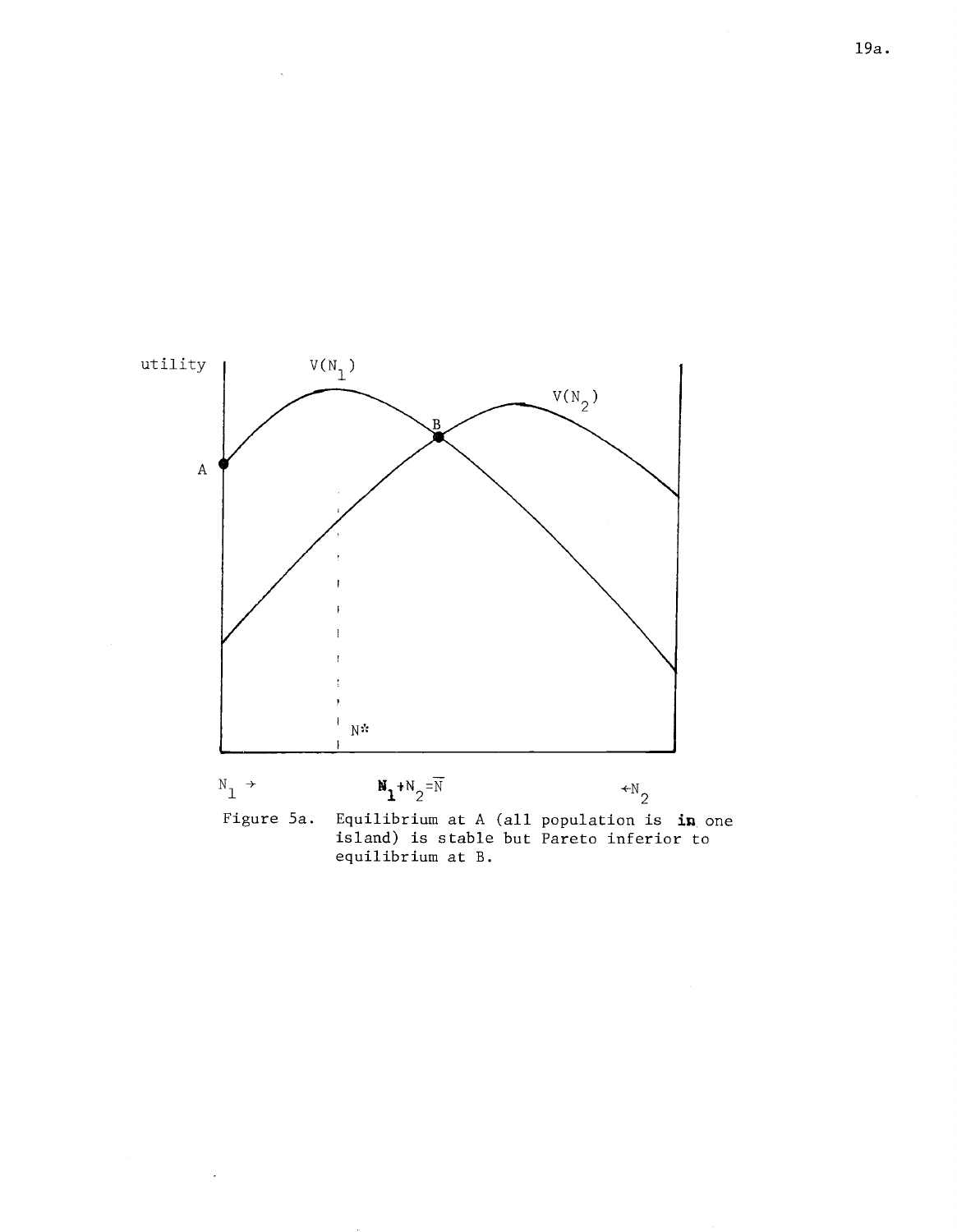utility

$V(N_1)$

$V(N_2)$

B

A

$N^*$

$N_1 \rightarrow$ $\qquad$ $N_1+N_2=\overline{N}$ $\qquad$ $\leftarrow N_2$

Figure 5a. Equilibrium at A (all population is in one island) is stable but Pareto inferior to equilibrium at B.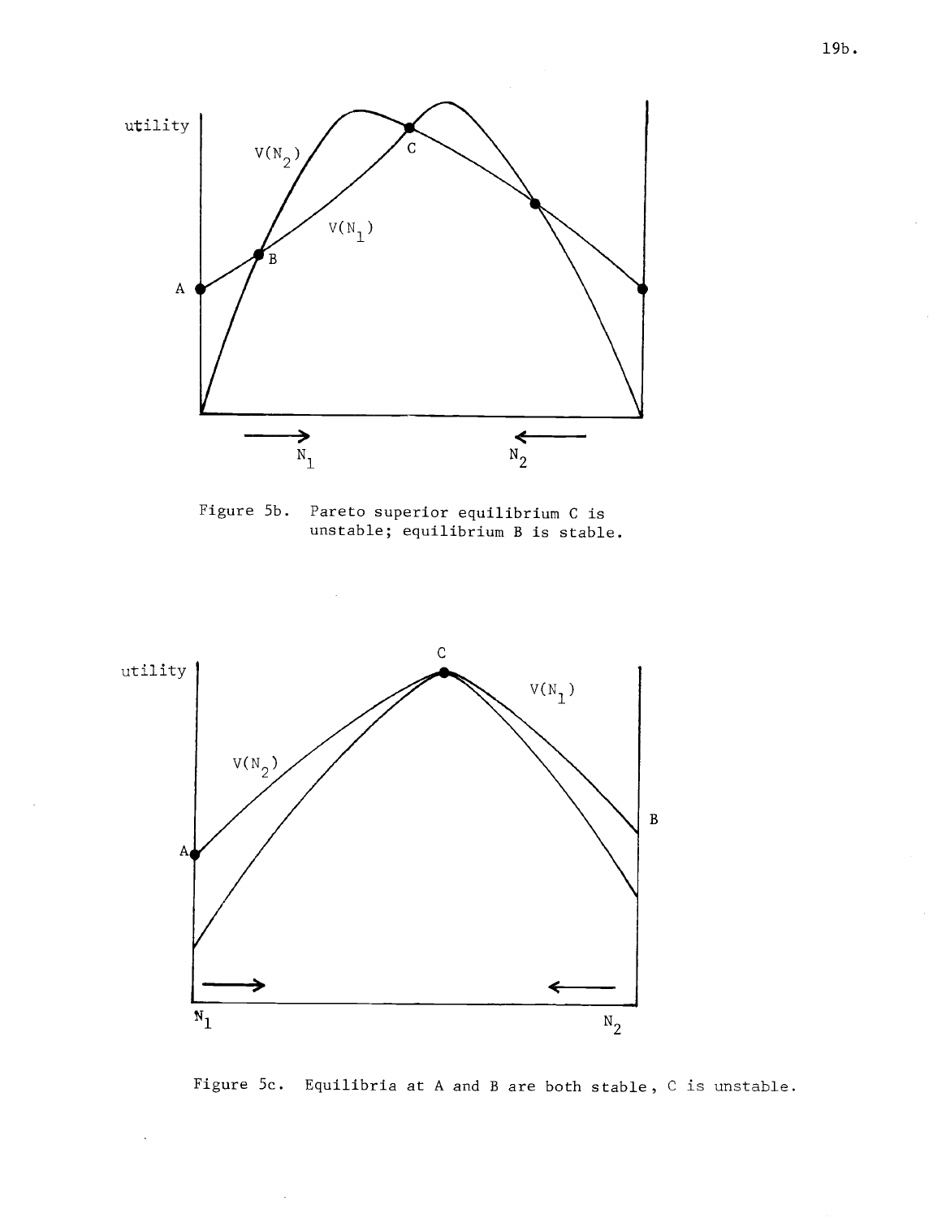Figure 5b. Pareto superior equilibrium C is unstable; equilibrium B is stable.

Figure 5c. Equilibria at A and B are both stable, C is unstable.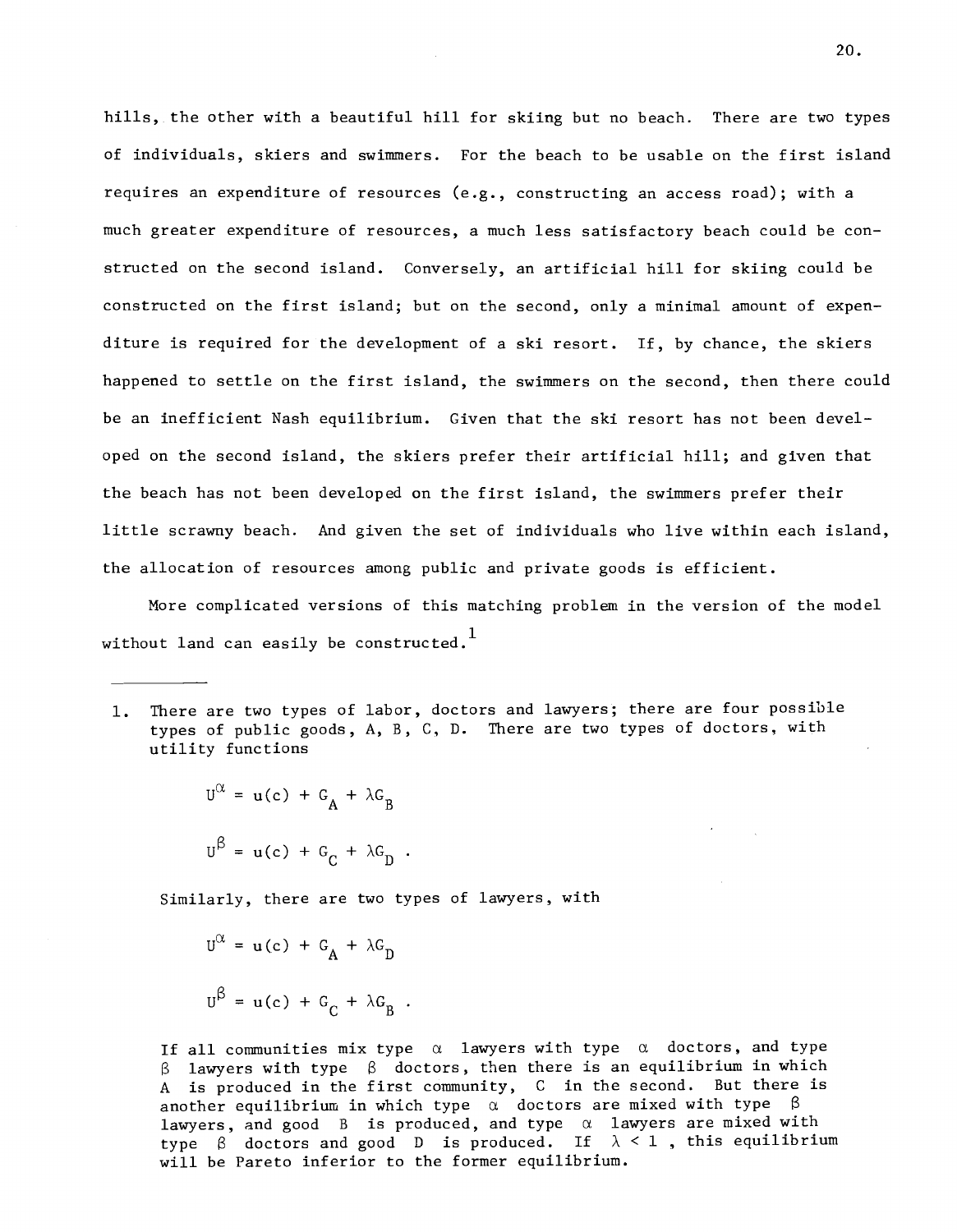hills, the other with a beautiful hill for skiing but no beach. There are two types of individuals, skiers and swimmers. For the beach to be usable on the first island requires an expenditure of resources (e.g., constructing an access road); with a much greater expenditure of resources, a much less satisfactory beach could be constructed on the second island. Conversely, an artificial hill for skiing could be constructed on the first island; but on the second, only a minimal amount of expenditure is required for the development of a ski resort. If, by chance, the skiers happened to settle on the first island, the swimmers on the second, then there could be an inefficient Nash equilibrium. Given that the ski resort has not been developed on the second island, the skiers prefer their artificial hill; and given that the beach has not been developed on the first island, the swimmers prefer their little scrawny beach. And given the set of individuals who live within each island, the allocation of resources among public and private goods is efficient.

More complicated versions of this matching problem in the version of the model without land can easily be constructed.[1]

---

1. There are two types of labor, doctors and lawyers; there are four possible types of public goods, A, B, C, D. There are two types of doctors, with utility functions

$$U^{\alpha} = u(c) + G_A + \lambda G_B$$

$$U^{\beta} = u(c) + G_C + \lambda G_D \ .$$

Similarly, there are two types of lawyers, with

$$U^{\alpha} = u(c) + G_A + \lambda G_D$$

$$U^{\beta} = u(c) + G_C + \lambda G_B \ .$$

If all communities mix type $\alpha$ lawyers with type $\alpha$ doctors, and type $\beta$ lawyers with type $\beta$ doctors, then there is an equilibrium in which A is produced in the first community, C in the second. But there is another equilibrium in which type $\alpha$ doctors are mixed with type $\beta$ lawyers, and good B is produced, and type $\alpha$ lawyers are mixed with type $\beta$ doctors and good D is produced. If $\lambda < 1$, this equilibrium will be Pareto inferior to the former equilibrium.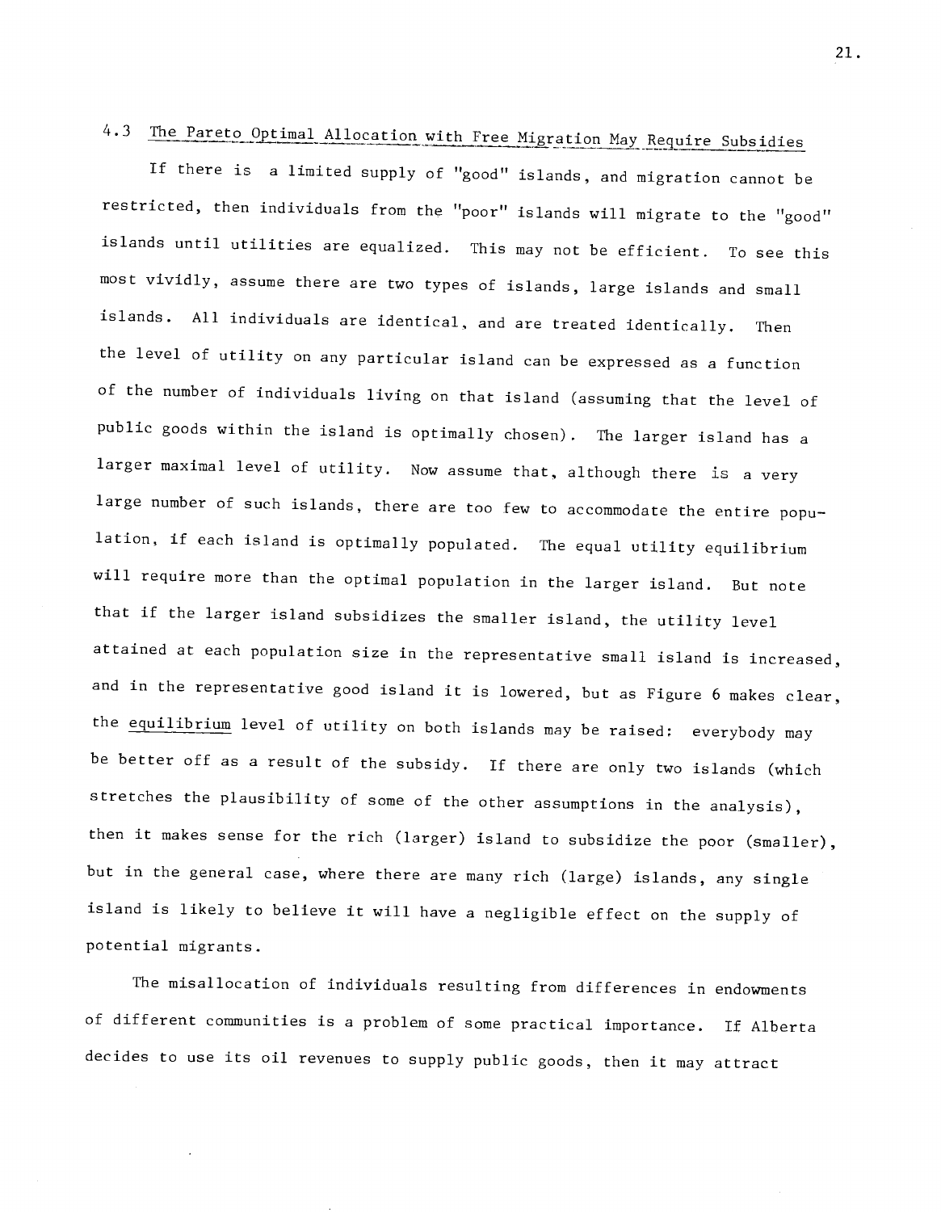### 4.3 The Pareto Optimal Allocation with Free Migration May Require Subsidies

If there is a limited supply of "good" islands, and migration cannot be restricted, then individuals from the "poor" islands will migrate to the "good" islands until utilities are equalized. This may not be efficient. To see this most vividly, assume there are two types of islands, large islands and small islands. All individuals are identical, and are treated identically. Then the level of utility on any particular island can be expressed as a function of the number of individuals living on that island (assuming that the level of public goods within the island is optimally chosen). The larger island has a larger maximal level of utility. Now assume that, although there is a very large number of such islands, there are too few to accommodate the entire population, if each island is optimally populated. The equal utility equilibrium will require more than the optimal population in the larger island. But note that if the larger island subsidizes the smaller island, the utility level attained at each population size in the representative small island is increased, and in the representative good island it is lowered, but as Figure 6 makes clear, the <u>equilibrium</u> level of utility on both islands may be raised: everybody may be better off as a result of the subsidy. If there are only two islands (which stretches the plausibility of some of the other assumptions in the analysis), then it makes sense for the rich (larger) island to subsidize the poor (smaller), but in the general case, where there are many rich (large) islands, any single island is likely to believe it will have a negligible effect on the supply of potential migrants.

The misallocation of individuals resulting from differences in endowments of different communities is a problem of some practical importance. If Alberta decides to use its oil revenues to supply public goods, then it may attract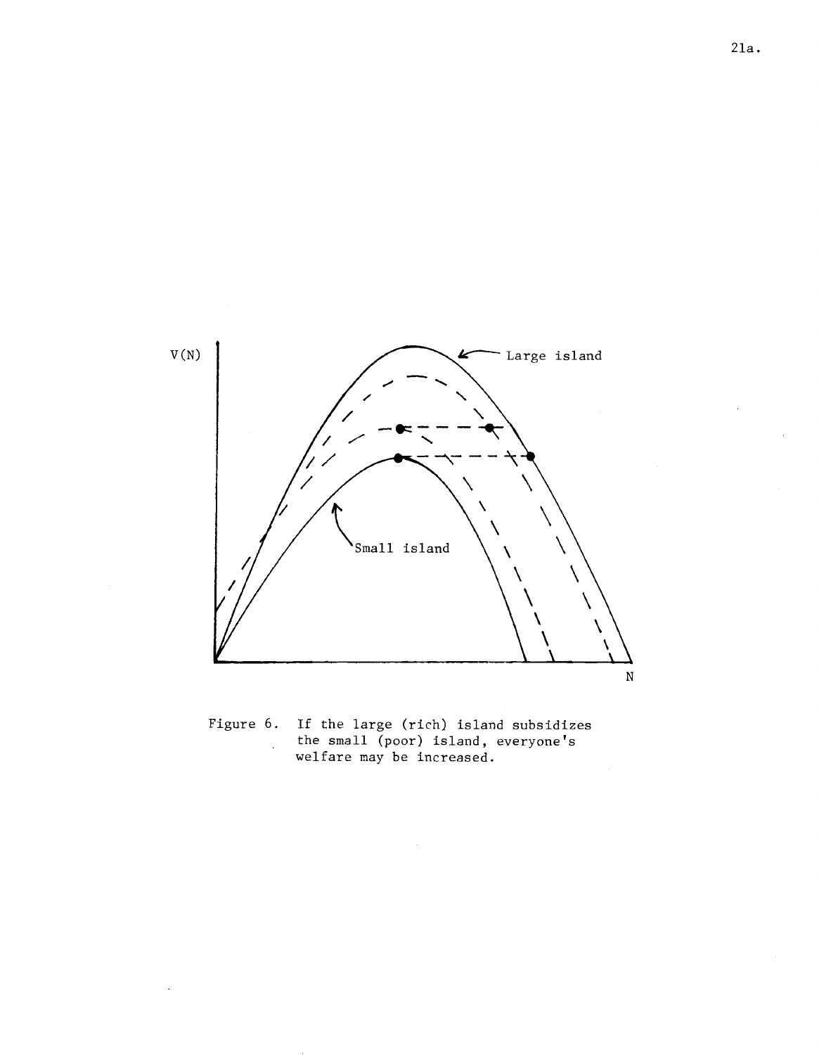Figure 6. If the large (rich) island subsidizes the small (poor) island, everyone's welfare may be increased.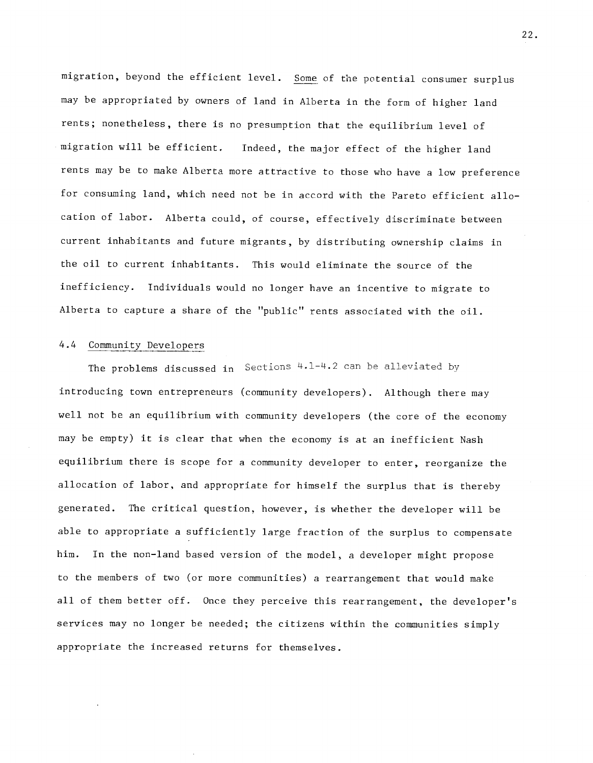migration, beyond the efficient level. Some of the potential consumer surplus may be appropriated by owners of land in Alberta in the form of higher land rents; nonetheless, there is no presumption that the equilibrium level of migration will be efficient. Indeed, the major effect of the higher land rents may be to make Alberta more attractive to those who have a low preference for consuming land, which need not be in accord with the Pareto efficient allocation of labor. Alberta could, of course, effectively discriminate between current inhabitants and future migrants, by distributing ownership claims in the oil to current inhabitants. This would eliminate the source of the inefficiency. Individuals would no longer have an incentive to migrate to Alberta to capture a share of the "public" rents associated with the oil.

### 4.4 Community Developers

The problems discussed in Sections 4.1-4.2 can be alleviated by introducing town entrepreneurs (community developers). Although there may well not be an equilibrium with community developers (the core of the economy may be empty) it is clear that when the economy is at an inefficient Nash equilibrium there is scope for a community developer to enter, reorganize the allocation of labor, and appropriate for himself the surplus that is thereby generated. The critical question, however, is whether the developer will be able to appropriate a sufficiently large fraction of the surplus to compensate him. In the non-land based version of the model, a developer might propose to the members of two (or more communities) a rearrangement that would make all of them better off. Once they perceive this rearrangement, the developer's services may no longer be needed; the citizens within the communities simply appropriate the increased returns for themselves.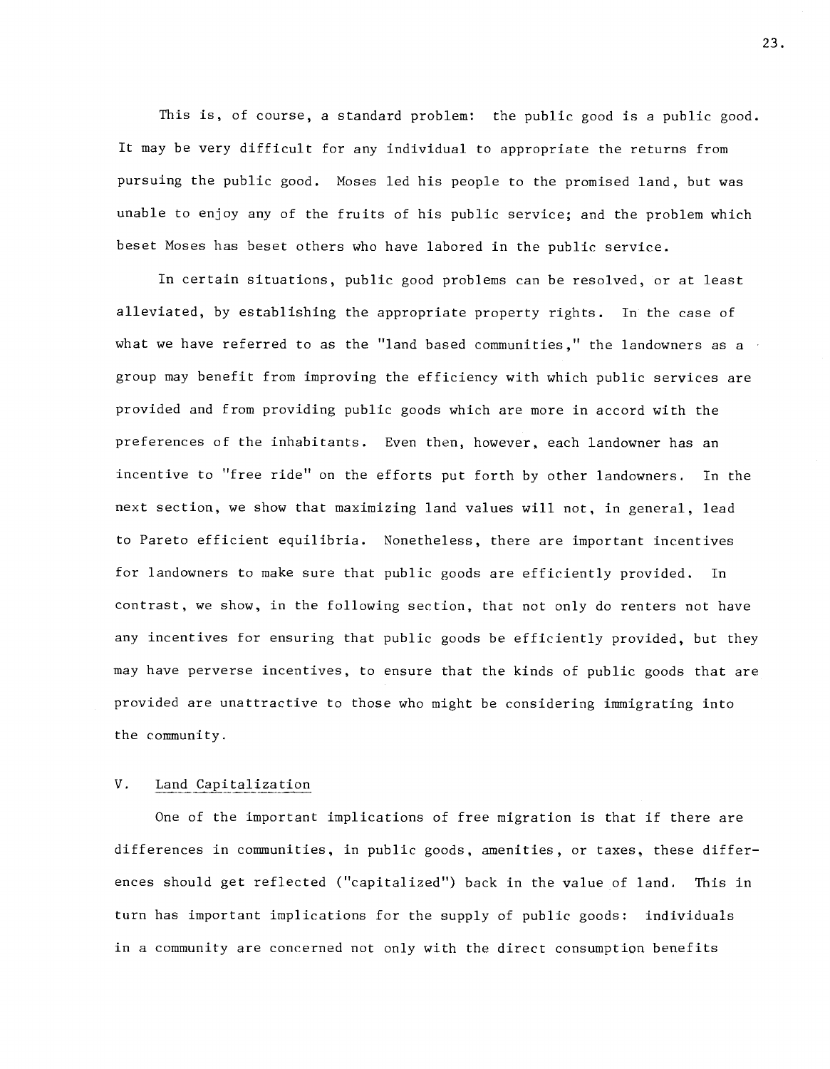This is, of course, a standard problem: the public good is a public good. It may be very difficult for any individual to appropriate the returns from pursuing the public good. Moses led his people to the promised land, but was unable to enjoy any of the fruits of his public service; and the problem which beset Moses has beset others who have labored in the public service.

In certain situations, public good problems can be resolved, or at least alleviated, by establishing the appropriate property rights. In the case of what we have referred to as the "land based communities," the landowners as a group may benefit from improving the efficiency with which public services are provided and from providing public goods which are more in accord with the preferences of the inhabitants. Even then, however, each landowner has an incentive to "free ride" on the efforts put forth by other landowners. In the next section, we show that maximizing land values will not, in general, lead to Pareto efficient equilibria. Nonetheless, there are important incentives for landowners to make sure that public goods are efficiently provided. In contrast, we show, in the following section, that not only do renters not have any incentives for ensuring that public goods be efficiently provided, but they may have perverse incentives, to ensure that the kinds of public goods that are provided are unattractive to those who might be considering immigrating into the community.

## V. Land Capitalization

One of the important implications of free migration is that if there are differences in communities, in public goods, amenities, or taxes, these differences should get reflected ("capitalized") back in the value of land. This in turn has important implications for the supply of public goods: individuals in a community are concerned not only with the direct consumption benefits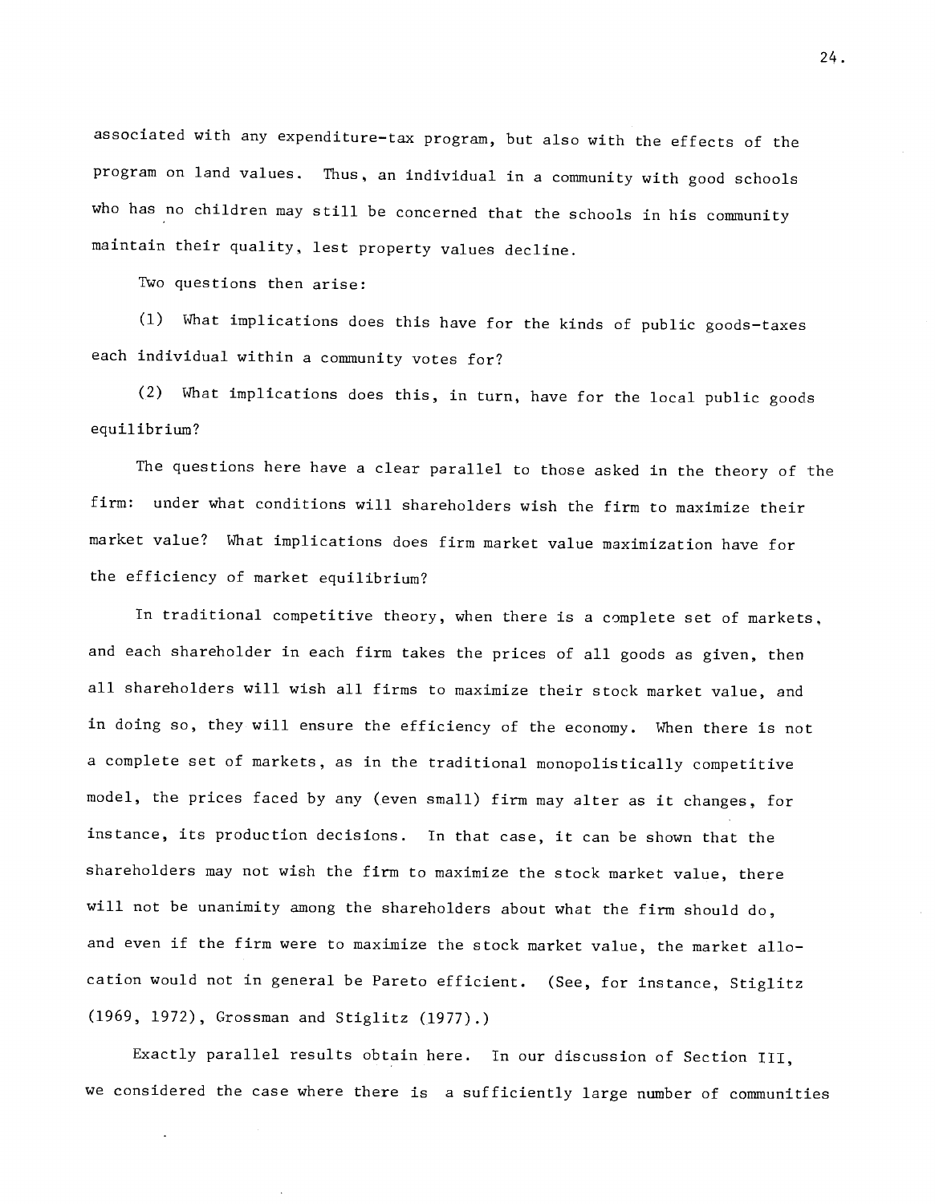associated with any expenditure-tax program, but also with the effects of the program on land values. Thus, an individual in a community with good schools who has no children may still be concerned that the schools in his community maintain their quality, lest property values decline.

Two questions then arise:

(1) What implications does this have for the kinds of public goods-taxes each individual within a community votes for?

(2) What implications does this, in turn, have for the local public goods equilibrium?

The questions here have a clear parallel to those asked in the theory of the firm: under what conditions will shareholders wish the firm to maximize their market value? What implications does firm market value maximization have for the efficiency of market equilibrium?

In traditional competitive theory, when there is a complete set of markets, and each shareholder in each firm takes the prices of all goods as given, then all shareholders will wish all firms to maximize their stock market value, and in doing so, they will ensure the efficiency of the economy. When there is not a complete set of markets, as in the traditional monopolistically competitive model, the prices faced by any (even small) firm may alter as it changes, for instance, its production decisions. In that case, it can be shown that the shareholders may not wish the firm to maximize the stock market value, there will not be unanimity among the shareholders about what the firm should do, and even if the firm were to maximize the stock market value, the market allocation would not in general be Pareto efficient. (See, for instance, Stiglitz (1969, 1972), Grossman and Stiglitz (1977).)

Exactly parallel results obtain here. In our discussion of Section III, we considered the case where there is a sufficiently large number of communities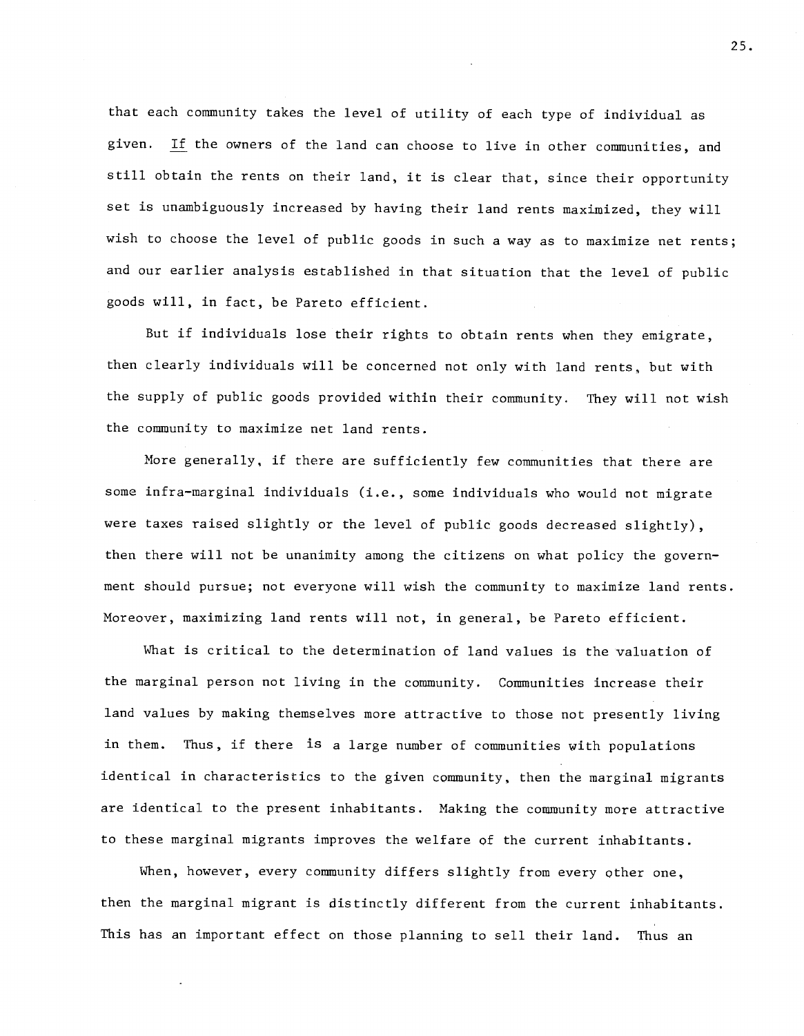that each community takes the level of utility of each type of individual as given. _If_ the owners of the land can choose to live in other communities, and still obtain the rents on their land, it is clear that, since their opportunity set is unambiguously increased by having their land rents maximized, they will wish to choose the level of public goods in such a way as to maximize net rents; and our earlier analysis established in that situation that the level of public goods will, in fact, be Pareto efficient.

But if individuals lose their rights to obtain rents when they emigrate, then clearly individuals will be concerned not only with land rents, but with the supply of public goods provided within their community. They will not wish the community to maximize net land rents.

More generally, if there are sufficiently few communities that there are some infra-marginal individuals (i.e., some individuals who would not migrate were taxes raised slightly or the level of public goods decreased slightly), then there will not be unanimity among the citizens on what policy the government should pursue; not everyone will wish the community to maximize land rents. Moreover, maximizing land rents will not, in general, be Pareto efficient.

What is critical to the determination of land values is the valuation of the marginal person not living in the community. Communities increase their land values by making themselves more attractive to those not presently living in them. Thus, if there is a large number of communities with populations identical in characteristics to the given community, then the marginal migrants are identical to the present inhabitants. Making the community more attractive to these marginal migrants improves the welfare of the current inhabitants.

When, however, every community differs slightly from every other one, then the marginal migrant is distinctly different from the current inhabitants. This has an important effect on those planning to sell their land. Thus an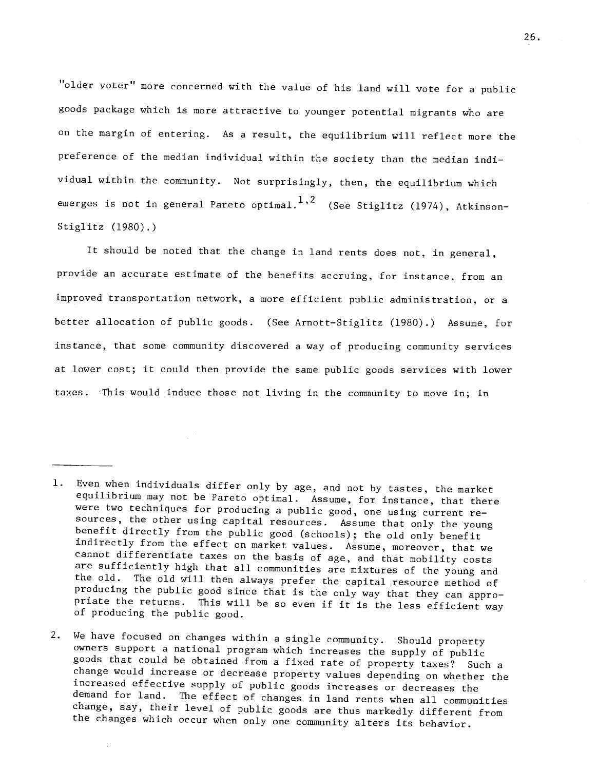"older voter" more concerned with the value of his land will vote for a public goods package which is more attractive to younger potential migrants who are on the margin of entering. As a result, the equilibrium will reflect more the preference of the median individual within the society than the median individual within the community. Not surprisingly, then, the equilibrium which emerges is not in general Pareto optimal.[1,2] (See Stiglitz (1974), Atkinson-Stiglitz (1980).)

It should be noted that the change in land rents does not, in general, provide an accurate estimate of the benefits accruing, for instance, from an improved transportation network, a more efficient public administration, or a better allocation of public goods. (See Arnott-Stiglitz (1980).) Assume, for instance, that some community discovered a way of producing community services at lower cost; it could then provide the same public goods services with lower taxes. This would induce those not living in the community to move in; in

---

1. Even when individuals differ only by age, and not by tastes, the market equilibrium may not be Pareto optimal. Assume, for instance, that there were two techniques for producing a public good, one using current resources, the other using capital resources. Assume that only the young benefit directly from the public good (schools); the old only benefit indirectly from the effect on market values. Assume, moreover, that we cannot differentiate taxes on the basis of age, and that mobility costs are sufficiently high that all communities are mixtures of the young and the old. The old will then always prefer the capital resource method of producing the public good since that is the only way that they can appropriate the returns. This will be so even if it is the less efficient way of producing the public good.

2. We have focused on changes within a single community. Should property owners support a national program which increases the supply of public goods that could be obtained from a fixed rate of property taxes? Such a change would increase or decrease property values depending on whether the increased effective supply of public goods increases or decreases the demand for land. The effect of changes in land rents when all communities change, say, their level of public goods are thus markedly different from the changes which occur when only one community alters its behavior.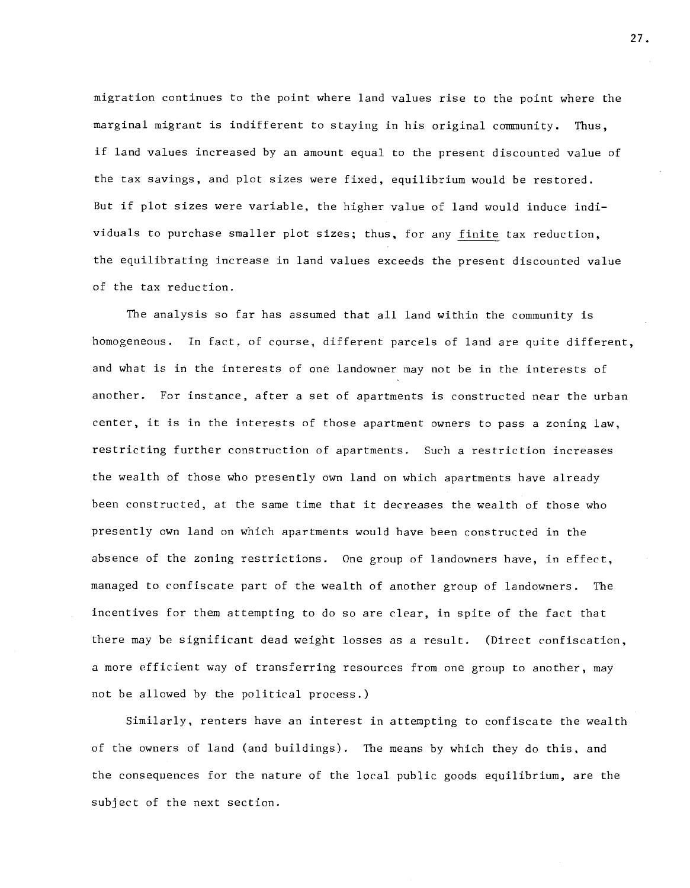migration continues to the point where land values rise to the point where the marginal migrant is indifferent to staying in his original community. Thus, if land values increased by an amount equal to the present discounted value of the tax savings, and plot sizes were fixed, equilibrium would be restored. But if plot sizes were variable, the higher value of land would induce individuals to purchase smaller plot sizes; thus, for any <u>finite</u> tax reduction, the equilibrating increase in land values exceeds the present discounted value of the tax reduction.

The analysis so far has assumed that all land within the community is homogeneous. In fact, of course, different parcels of land are quite different, and what is in the interests of one landowner may not be in the interests of another. For instance, after a set of apartments is constructed near the urban center, it is in the interests of those apartment owners to pass a zoning law, restricting further construction of apartments. Such a restriction increases the wealth of those who presently own land on which apartments have already been constructed, at the same time that it decreases the wealth of those who presently own land on which apartments would have been constructed in the absence of the zoning restrictions. One group of landowners have, in effect, managed to confiscate part of the wealth of another group of landowners. The incentives for them attempting to do so are clear, in spite of the fact that there may be significant dead weight losses as a result. (Direct confiscation, a more efficient way of transferring resources from one group to another, may not be allowed by the political process.)

Similarly, renters have an interest in attempting to confiscate the wealth of the owners of land (and buildings). The means by which they do this, and the consequences for the nature of the local public goods equilibrium, are the subject of the next section.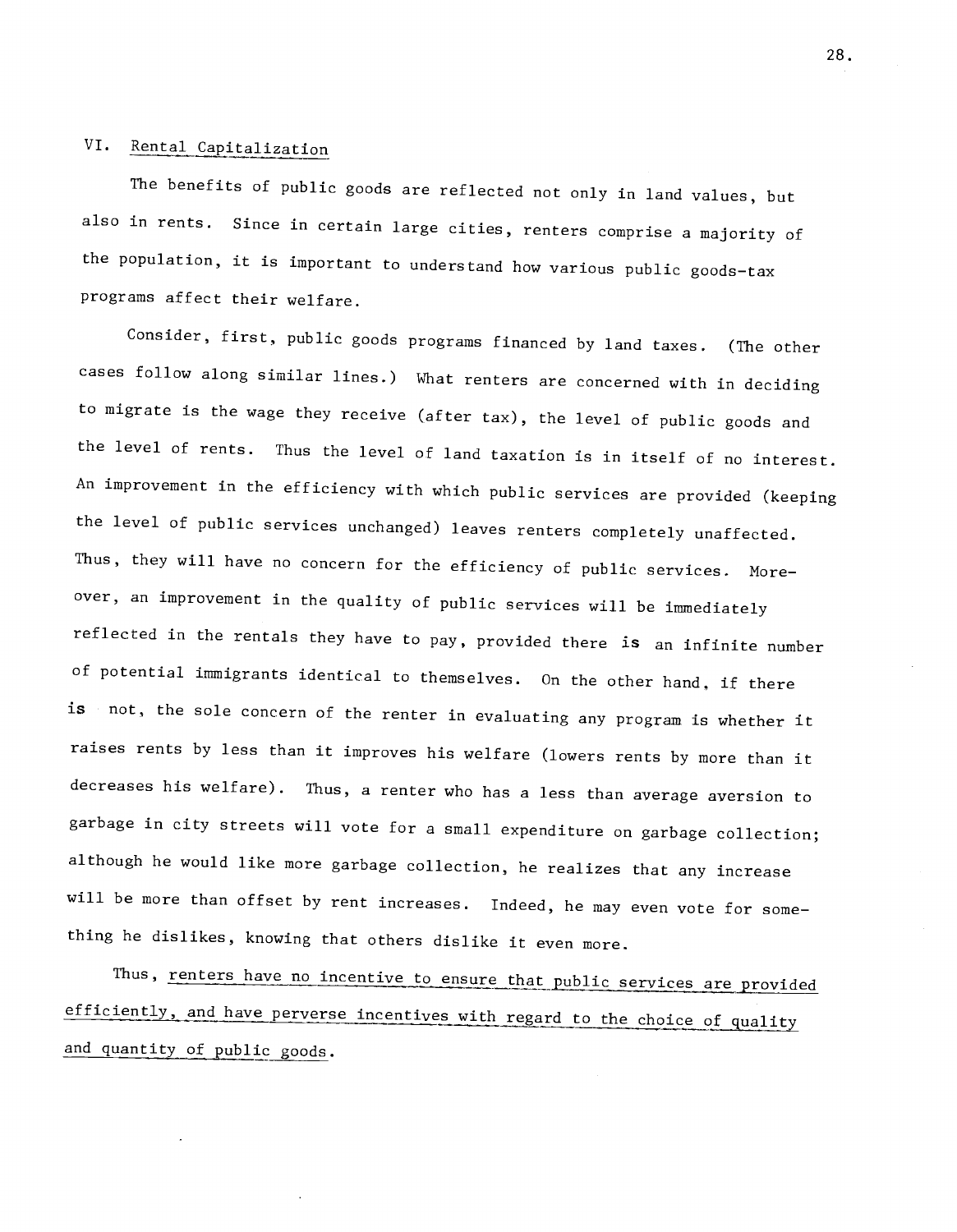## VI. Rental Capitalization

The benefits of public goods are reflected not only in land values, but also in rents. Since in certain large cities, renters comprise a majority of the population, it is important to understand how various public goods-tax programs affect their welfare.

Consider, first, public goods programs financed by land taxes. (The other cases follow along similar lines.) What renters are concerned with in deciding to migrate is the wage they receive (after tax), the level of public goods and the level of rents. Thus the level of land taxation is in itself of no interest. An improvement in the efficiency with which public services are provided (keeping the level of public services unchanged) leaves renters completely unaffected. Thus, they will have no concern for the efficiency of public services. Moreover, an improvement in the quality of public services will be immediately reflected in the rentals they have to pay, provided there is an infinite number of potential immigrants identical to themselves. On the other hand, if there is not, the sole concern of the renter in evaluating any program is whether it raises rents by less than it improves his welfare (lowers rents by more than it decreases his welfare). Thus, a renter who has a less than average aversion to garbage in city streets will vote for a small expenditure on garbage collection; although he would like more garbage collection, he realizes that any increase will be more than offset by rent increases. Indeed, he may even vote for something he dislikes, knowing that others dislike it even more.

Thus, <u>renters have no incentive to ensure that public services are provided efficiently, and have perverse incentives with regard to the choice of quality and quantity of public goods</u>.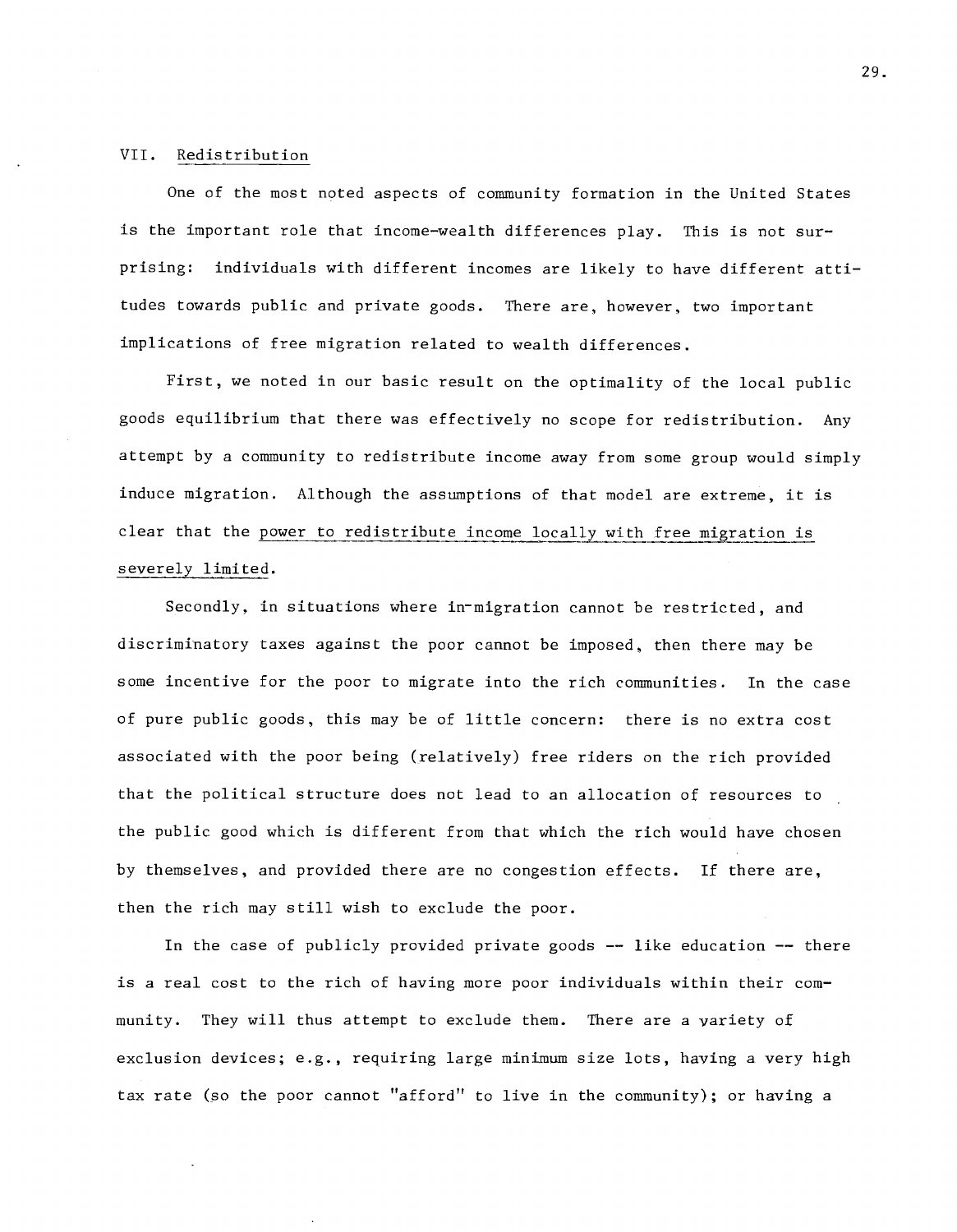## VII. Redistribution

One of the most noted aspects of community formation in the United States is the important role that income-wealth differences play. This is not surprising: individuals with different incomes are likely to have different attitudes towards public and private goods. There are, however, two important implications of free migration related to wealth differences.

First, we noted in our basic result on the optimality of the local public goods equilibrium that there was effectively no scope for redistribution. Any attempt by a community to redistribute income away from some group would simply induce migration. Although the assumptions of that model are extreme, it is clear that the <u>power to redistribute income locally with free migration is severely limited</u>.

Secondly, in situations where in-migration cannot be restricted, and discriminatory taxes against the poor cannot be imposed, then there may be some incentive for the poor to migrate into the rich communities. In the case of pure public goods, this may be of little concern: there is no extra cost associated with the poor being (relatively) free riders on the rich provided that the political structure does not lead to an allocation of resources to the public good which is different from that which the rich would have chosen by themselves, and provided there are no congestion effects. If there are, then the rich may still wish to exclude the poor.

In the case of publicly provided private goods -- like education -- there is a real cost to the rich of having more poor individuals within their community. They will thus attempt to exclude them. There are a variety of exclusion devices; e.g., requiring large minimum size lots, having a very high tax rate (so the poor cannot "afford" to live in the community); or having a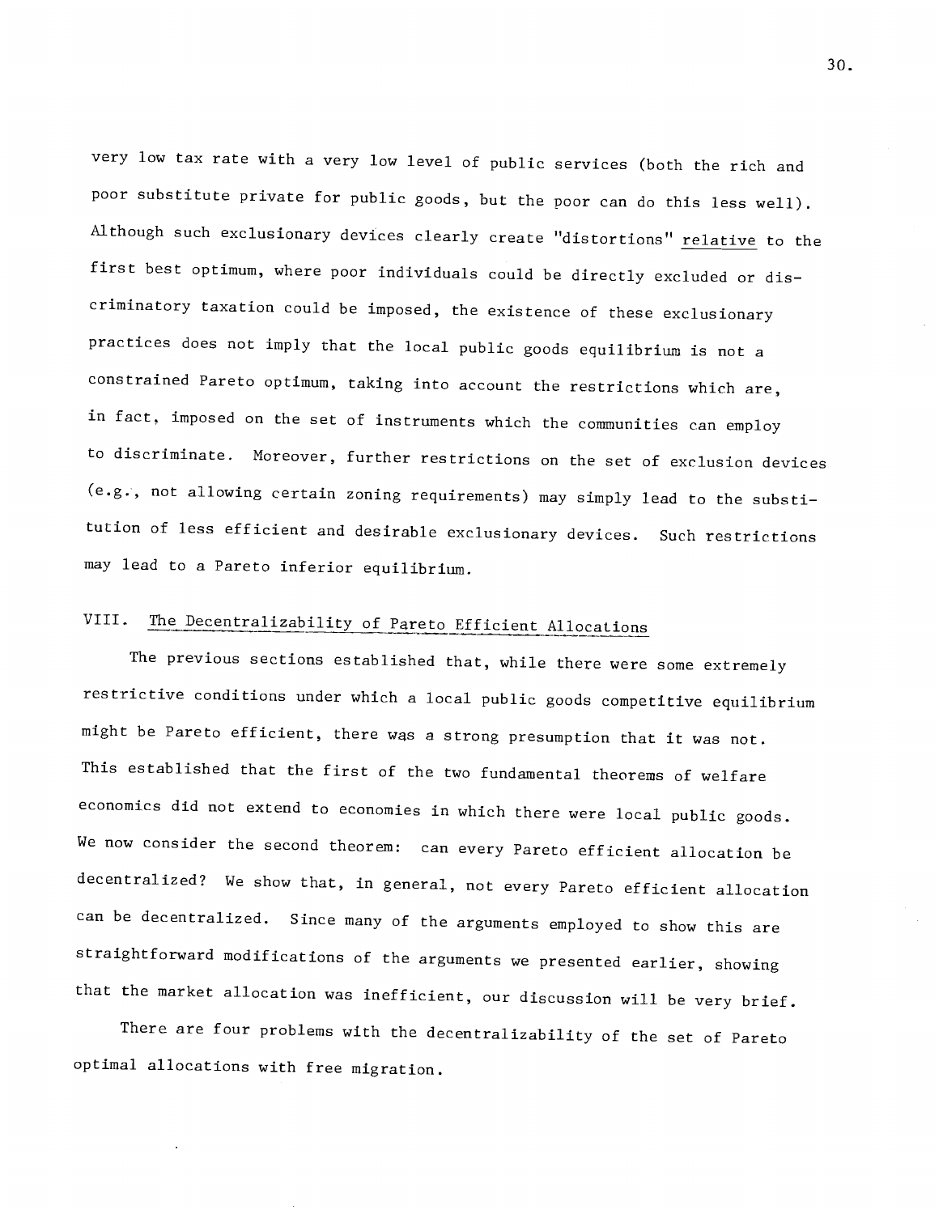very low tax rate with a very low level of public services (both the rich and poor substitute private for public goods, but the poor can do this less well). Although such exclusionary devices clearly create "distortions" relative to the first best optimum, where poor individuals could be directly excluded or discriminatory taxation could be imposed, the existence of these exclusionary practices does not imply that the local public goods equilibrium is not a constrained Pareto optimum, taking into account the restrictions which are, in fact, imposed on the set of instruments which the communities can employ to discriminate. Moreover, further restrictions on the set of exclusion devices (e.g., not allowing certain zoning requirements) may simply lead to the substitution of less efficient and desirable exclusionary devices. Such restrictions may lead to a Pareto inferior equilibrium.

## VIII. The Decentralizability of Pareto Efficient Allocations

The previous sections established that, while there were some extremely restrictive conditions under which a local public goods competitive equilibrium might be Pareto efficient, there was a strong presumption that it was not. This established that the first of the two fundamental theorems of welfare economics did not extend to economies in which there were local public goods. We now consider the second theorem: can every Pareto efficient allocation be decentralized? We show that, in general, not every Pareto efficient allocation can be decentralized. Since many of the arguments employed to show this are straightforward modifications of the arguments we presented earlier, showing that the market allocation was inefficient, our discussion will be very brief.

There are four problems with the decentralizability of the set of Pareto optimal allocations with free migration.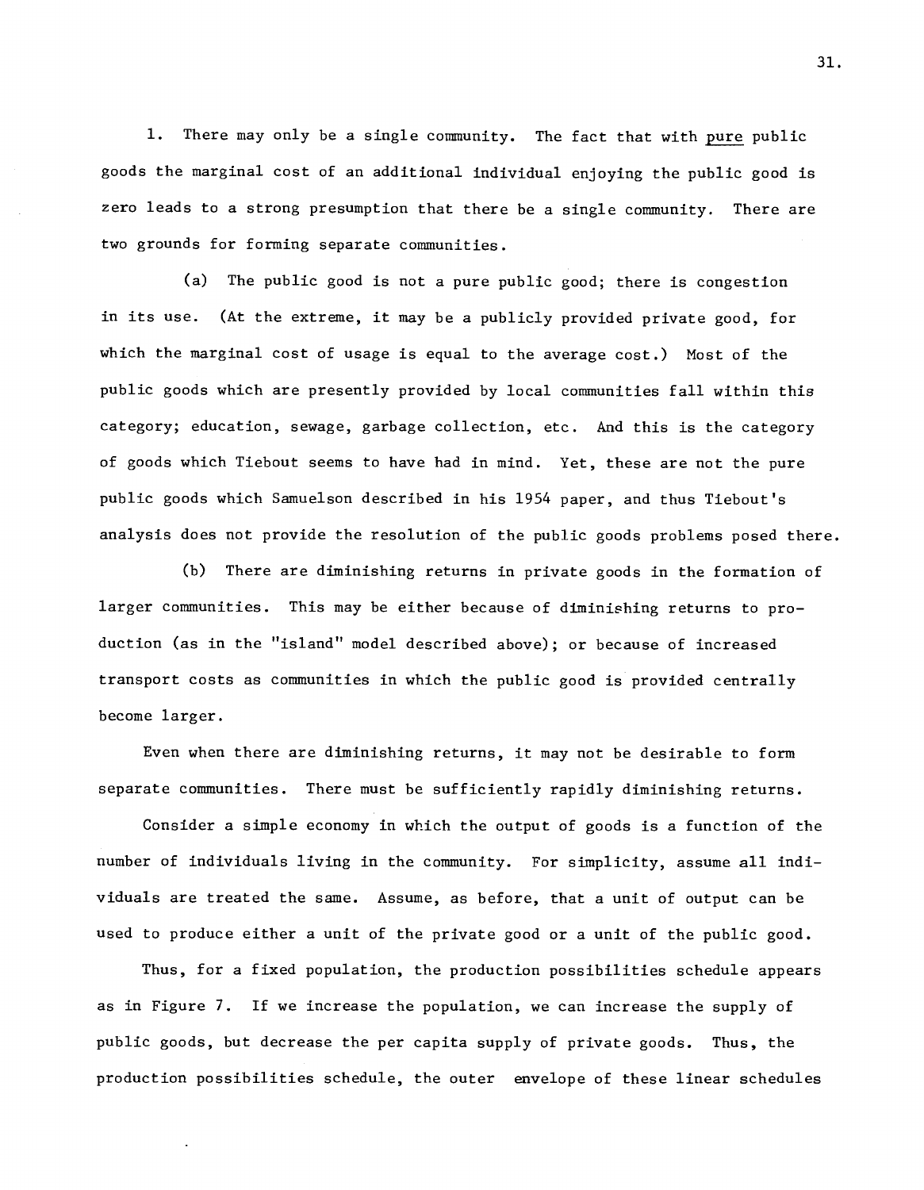1. There may only be a single community. The fact that with <u>pure</u> public goods the marginal cost of an additional individual enjoying the public good is zero leads to a strong presumption that there be a single community. There are two grounds for forming separate communities.

(a) The public good is not a pure public good; there is congestion in its use. (At the extreme, it may be a publicly provided private good, for which the marginal cost of usage is equal to the average cost.) Most of the public goods which are presently provided by local communities fall within this category; education, sewage, garbage collection, etc. And this is the category of goods which Tiebout seems to have had in mind. Yet, these are not the pure public goods which Samuelson described in his 1954 paper, and thus Tiebout's analysis does not provide the resolution of the public goods problems posed there.

(b) There are diminishing returns in private goods in the formation of larger communities. This may be either because of diminishing returns to production (as in the "island" model described above); or because of increased transport costs as communities in which the public good is provided centrally become larger.

Even when there are diminishing returns, it may not be desirable to form separate communities. There must be sufficiently rapidly diminishing returns.

Consider a simple economy in which the output of goods is a function of the number of individuals living in the community. For simplicity, assume all individuals are treated the same. Assume, as before, that a unit of output can be used to produce either a unit of the private good or a unit of the public good.

Thus, for a fixed population, the production possibilities schedule appears as in Figure 7. If we increase the population, we can increase the supply of public goods, but decrease the per capita supply of private goods. Thus, the production possibilities schedule, the outer envelope of these linear schedules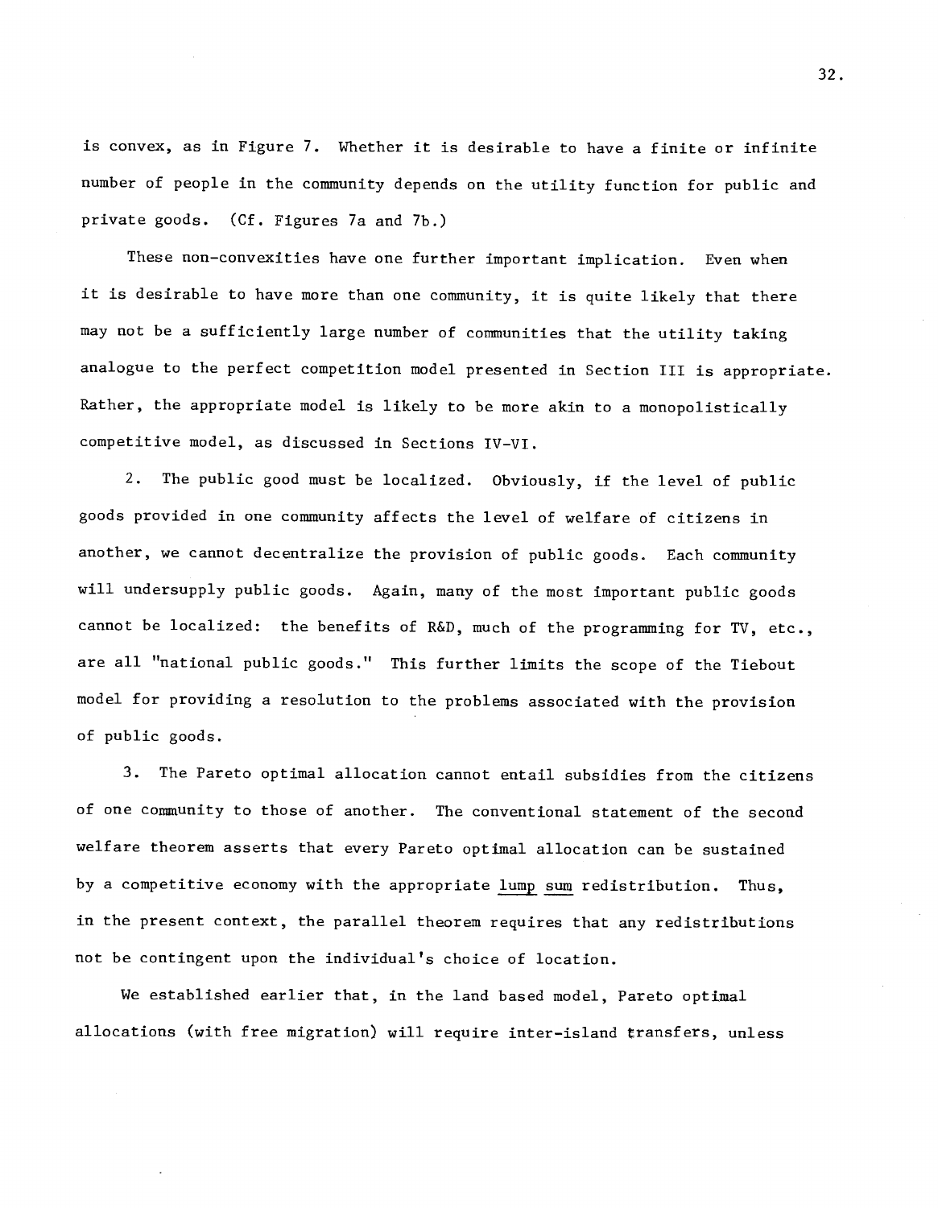is convex, as in Figure 7. Whether it is desirable to have a finite or infinite number of people in the community depends on the utility function for public and private goods. (Cf. Figures 7a and 7b.)

These non-convexities have one further important implication. Even when it is desirable to have more than one community, it is quite likely that there may not be a sufficiently large number of communities that the utility taking analogue to the perfect competition model presented in Section III is appropriate. Rather, the appropriate model is likely to be more akin to a monopolistically competitive model, as discussed in Sections IV-VI.

2. The public good must be localized. Obviously, if the level of public goods provided in one community affects the level of welfare of citizens in another, we cannot decentralize the provision of public goods. Each community will undersupply public goods. Again, many of the most important public goods cannot be localized: the benefits of R&D, much of the programming for TV, etc., are all "national public goods." This further limits the scope of the Tiebout model for providing a resolution to the problems associated with the provision of public goods.

3. The Pareto optimal allocation cannot entail subsidies from the citizens of one community to those of another. The conventional statement of the second welfare theorem asserts that every Pareto optimal allocation can be sustained by a competitive economy with the appropriate <u>lump sum</u> redistribution. Thus, in the present context, the parallel theorem requires that any redistributions not be contingent upon the individual's choice of location.

We established earlier that, in the land based model, Pareto optimal allocations (with free migration) will require inter-island transfers, unless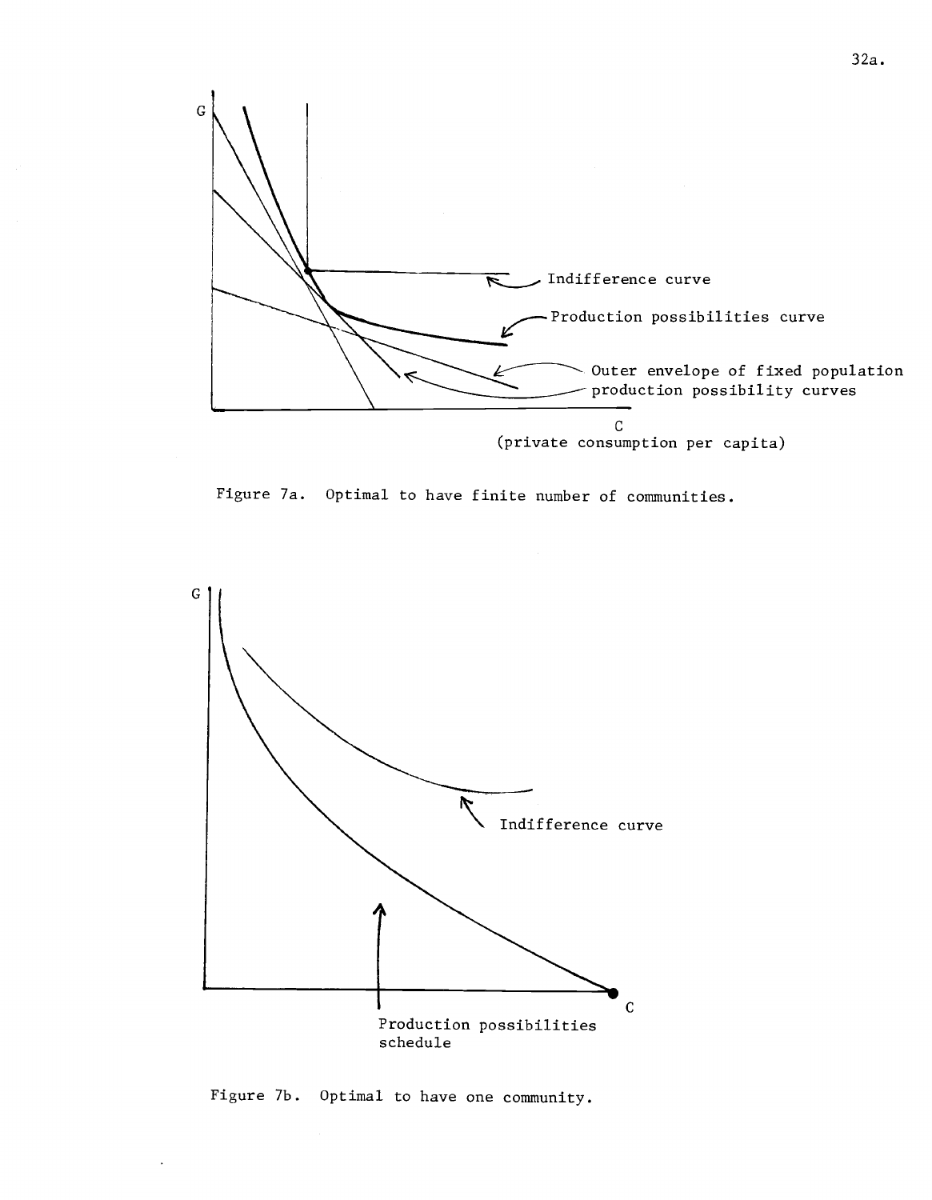Figure 7a. Optimal to have finite number of communities.

Figure 7b. Optimal to have one community.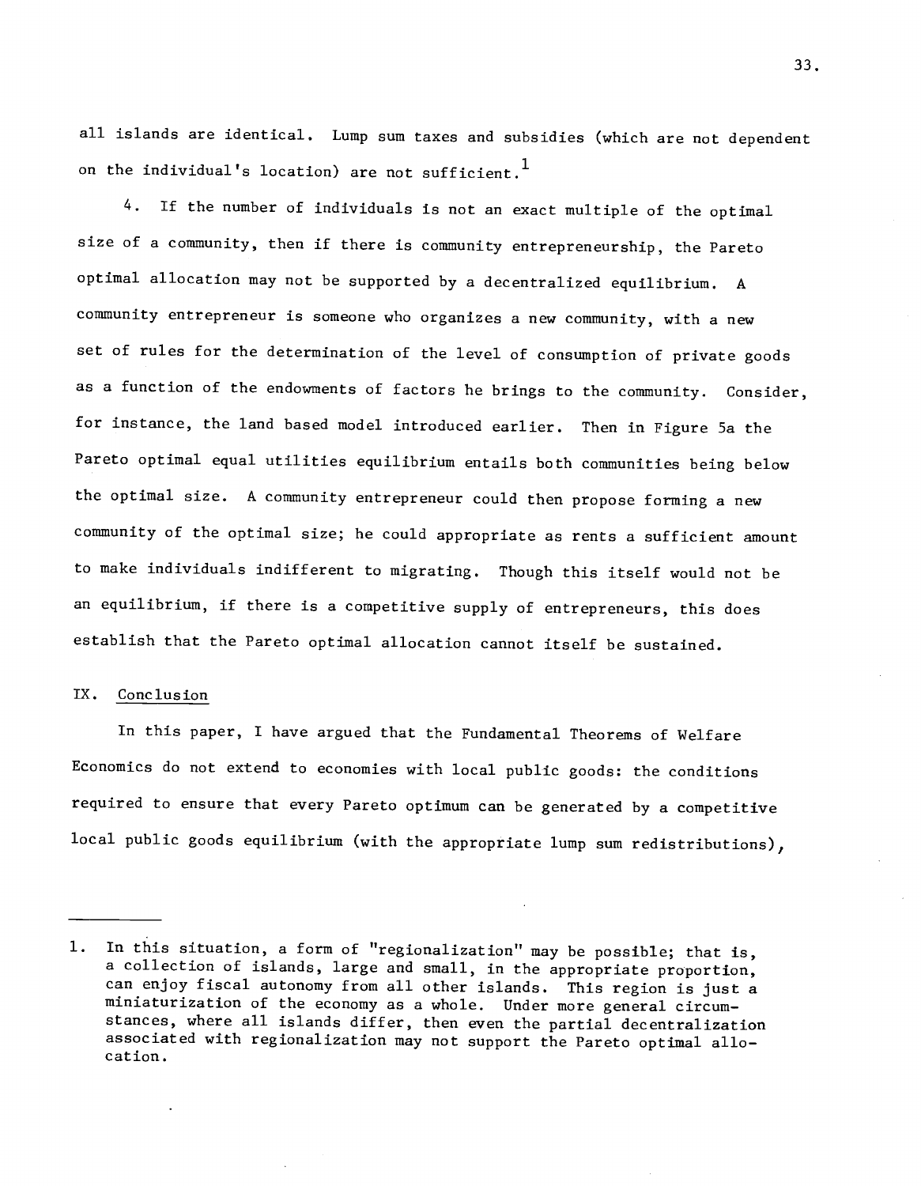all islands are identical. Lump sum taxes and subsidies (which are not dependent on the individual's location) are not sufficient.[1]

4. If the number of individuals is not an exact multiple of the optimal size of a community, then if there is community entrepreneurship, the Pareto optimal allocation may not be supported by a decentralized equilibrium. A community entrepreneur is someone who organizes a new community, with a new set of rules for the determination of the level of consumption of private goods as a function of the endowments of factors he brings to the community. Consider, for instance, the land based model introduced earlier. Then in Figure 5a the Pareto optimal equal utilities equilibrium entails both communities being below the optimal size. A community entrepreneur could then propose forming a new community of the optimal size; he could appropriate as rents a sufficient amount to make individuals indifferent to migrating. Though this itself would not be an equilibrium, if there is a competitive supply of entrepreneurs, this does establish that the Pareto optimal allocation cannot itself be sustained.

## IX. Conclusion

In this paper, I have argued that the Fundamental Theorems of Welfare Economics do not extend to economies with local public goods: the conditions required to ensure that every Pareto optimum can be generated by a competitive local public goods equilibrium (with the appropriate lump sum redistributions),

---

1. In this situation, a form of "regionalization" may be possible; that is, a collection of islands, large and small, in the appropriate proportion, can enjoy fiscal autonomy from all other islands. This region is just a miniaturization of the economy as a whole. Under more general circumstances, where all islands differ, then even the partial decentralization associated with regionalization may not support the Pareto optimal allocation.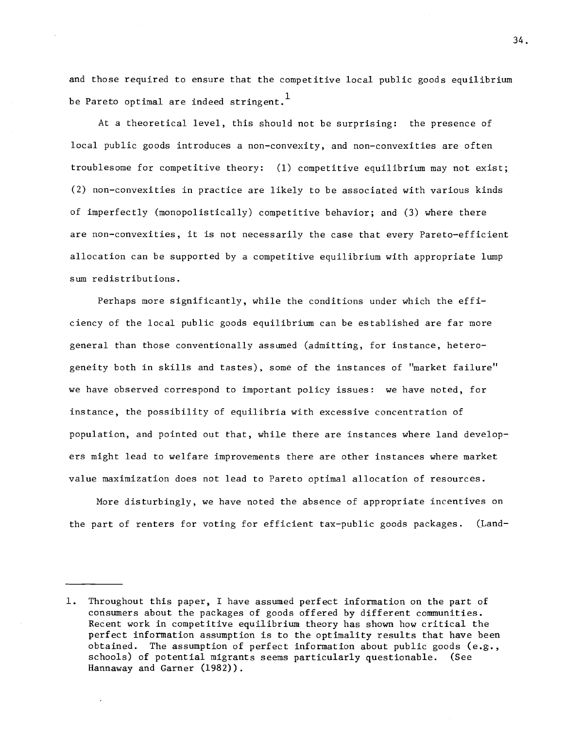and those required to ensure that the competitive local public goods equilibrium be Pareto optimal are indeed stringent.[1]

At a theoretical level, this should not be surprising: the presence of local public goods introduces a non-convexity, and non-convexities are often troublesome for competitive theory: (1) competitive equilibrium may not exist; (2) non-convexities in practice are likely to be associated with various kinds of imperfectly (monopolistically) competitive behavior; and (3) where there are non-convexities, it is not necessarily the case that every Pareto-efficient allocation can be supported by a competitive equilibrium with appropriate lump sum redistributions.

Perhaps more significantly, while the conditions under which the efficiency of the local public goods equilibrium can be established are far more general than those conventionally assumed (admitting, for instance, heterogeneity both in skills and tastes), some of the instances of "market failure" we have observed correspond to important policy issues: we have noted, for instance, the possibility of equilibria with excessive concentration of population, and pointed out that, while there are instances where land developers might lead to welfare improvements there are other instances where market value maximization does not lead to Pareto optimal allocation of resources.

More disturbingly, we have noted the absence of appropriate incentives on the part of renters for voting for efficient tax-public goods packages. (Land-

---

1. Throughout this paper, I have assumed perfect information on the part of consumers about the packages of goods offered by different communities. Recent work in competitive equilibrium theory has shown how critical the perfect information assumption is to the optimality results that have been obtained. The assumption of perfect information about public goods (e.g., schools) of potential migrants seems particularly questionable. (See Hannaway and Garner (1982)).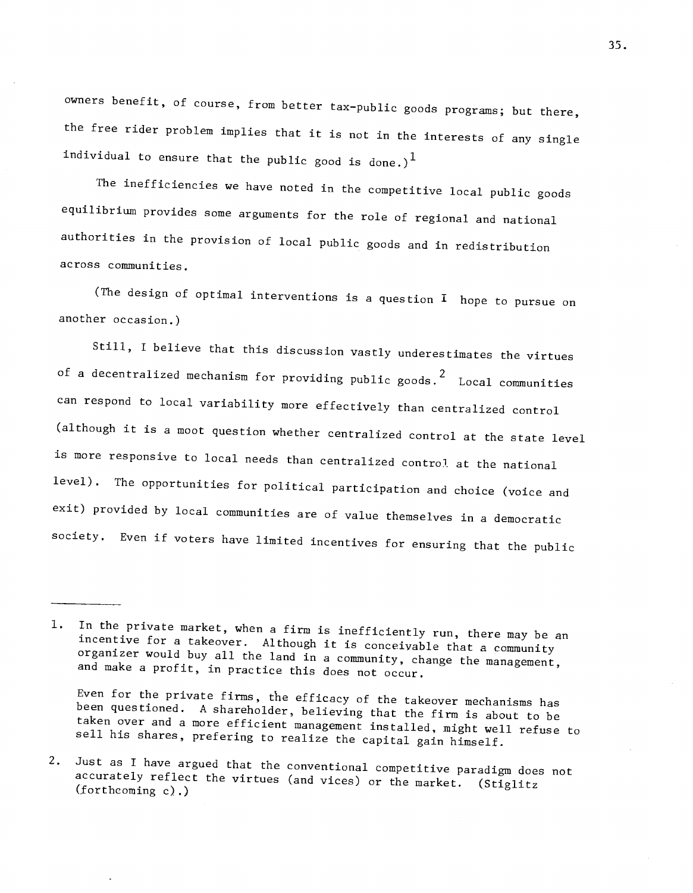owners benefit, of course, from better tax-public goods programs; but there, the free rider problem implies that it is not in the interests of any single individual to ensure that the public good is done.)[1]

The inefficiencies we have noted in the competitive local public goods equilibrium provides some arguments for the role of regional and national authorities in the provision of local public goods and in redistribution across communities.

(The design of optimal interventions is a question I hope to pursue on another occasion.)

Still, I believe that this discussion vastly underestimates the virtues of a decentralized mechanism for providing public goods.[2] Local communities can respond to local variability more effectively than centralized control (although it is a moot question whether centralized control at the state level is more responsive to local needs than centralized control at the national level). The opportunities for political participation and choice (voice and exit) provided by local communities are of value themselves in a democratic society. Even if voters have limited incentives for ensuring that the public

---

1. In the private market, when a firm is inefficiently run, there may be an incentive for a takeover. Although it is conceivable that a community organizer would buy all the land in a community, change the management, and make a profit, in practice this does not occur.

   Even for the private firms, the efficacy of the takeover mechanisms has been questioned. A shareholder, believing that the firm is about to be taken over and a more efficient management installed, might well refuse to sell his shares, prefering to realize the capital gain himself.

2. Just as I have argued that the conventional competitive paradigm does not accurately reflect the virtues (and vices) or the market. (Stiglitz (forthcoming c).)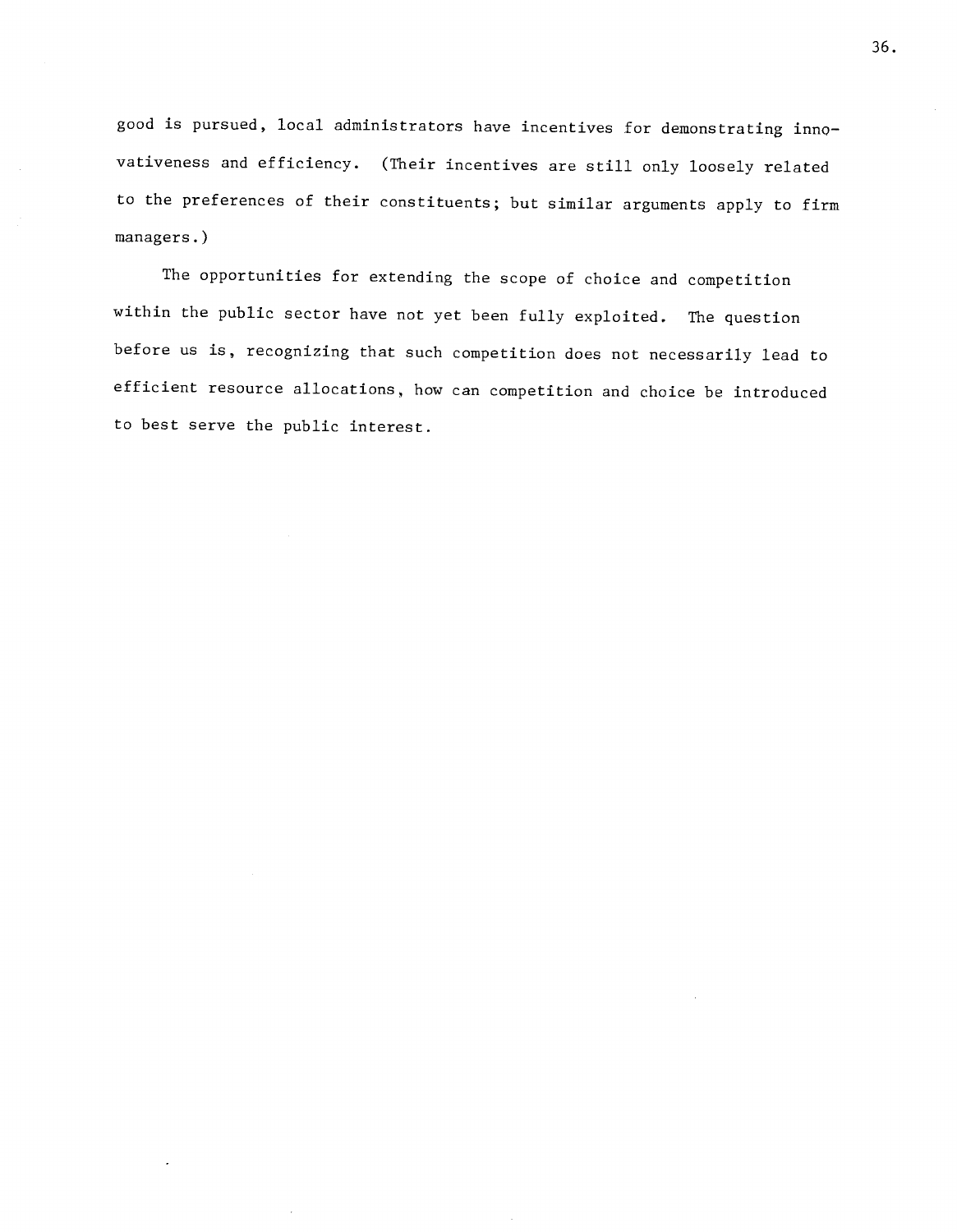good is pursued, local administrators have incentives for demonstrating innovativeness and efficiency. (Their incentives are still only loosely related to the preferences of their constituents; but similar arguments apply to firm managers.)

The opportunities for extending the scope of choice and competition within the public sector have not yet been fully exploited. The question before us is, recognizing that such competition does not necessarily lead to efficient resource allocations, how can competition and choice be introduced to best serve the public interest.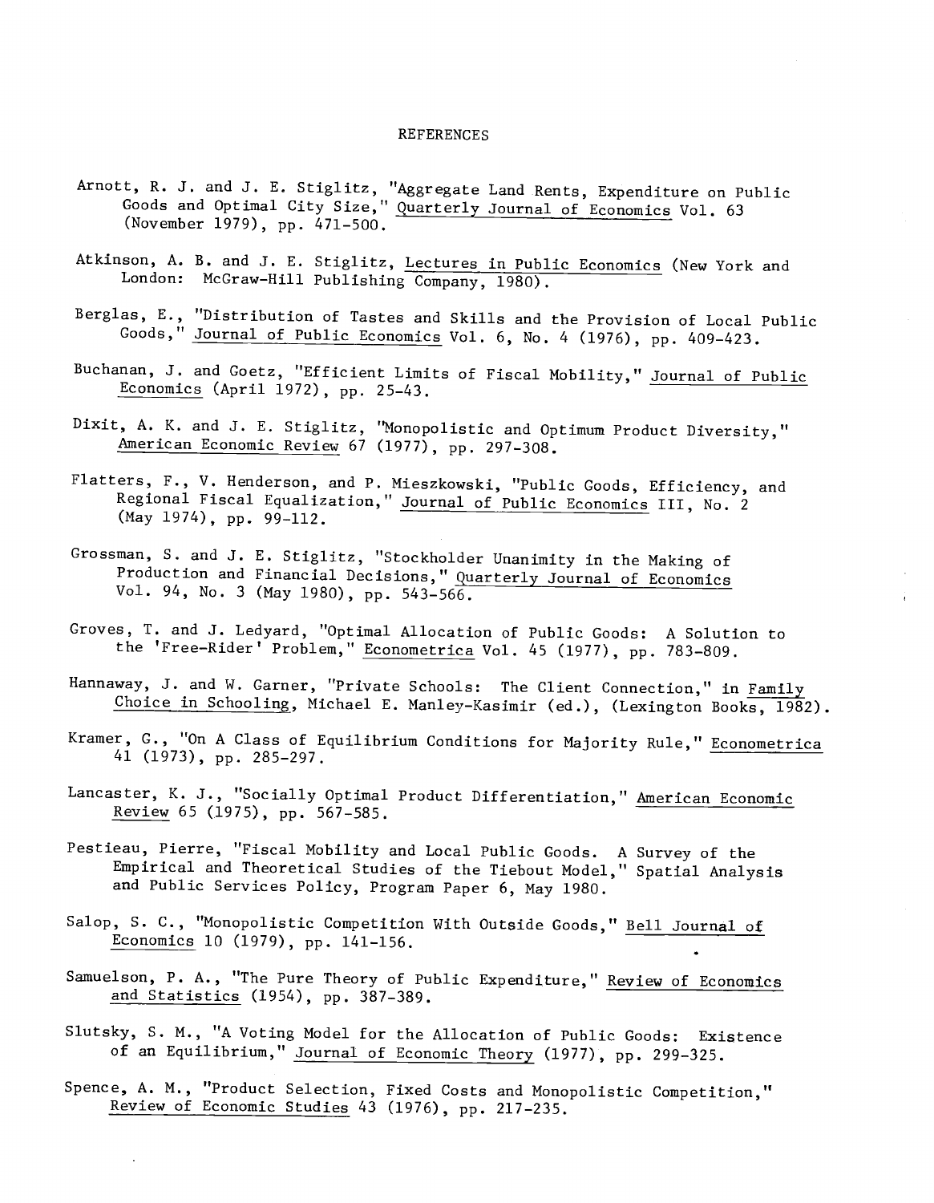REFERENCES

Arnott, R. J. and J. E. Stiglitz, "Aggregate Land Rents, Expenditure on Public Goods and Optimal City Size," Quarterly Journal of Economics Vol. 63 (November 1979), pp. 471-500.

Atkinson, A. B. and J. E. Stiglitz, Lectures in Public Economics (New York and London: McGraw-Hill Publishing Company, 1980).

Berglas, E., "Distribution of Tastes and Skills and the Provision of Local Public Goods," Journal of Public Economics Vol. 6, No. 4 (1976), pp. 409-423.

Buchanan, J. and Goetz, "Efficient Limits of Fiscal Mobility," Journal of Public Economics (April 1972), pp. 25-43.

Dixit, A. K. and J. E. Stiglitz, "Monopolistic and Optimum Product Diversity," American Economic Review 67 (1977), pp. 297-308.

Flatters, F., V. Henderson, and P. Mieszkowski, "Public Goods, Efficiency, and Regional Fiscal Equalization," Journal of Public Economics III, No. 2 (May 1974), pp. 99-112.

Grossman, S. and J. E. Stiglitz, "Stockholder Unanimity in the Making of Production and Financial Decisions," Quarterly Journal of Economics Vol. 94, No. 3 (May 1980), pp. 543-566.

Groves, T. and J. Ledyard, "Optimal Allocation of Public Goods: A Solution to the 'Free-Rider' Problem," Econometrica Vol. 45 (1977), pp. 783-809.

Hannaway, J. and W. Garner, "Private Schools: The Client Connection," in Family Choice in Schooling, Michael E. Manley-Kasimir (ed.), (Lexington Books, 1982).

Kramer, G., "On A Class of Equilibrium Conditions for Majority Rule," Econometrica 41 (1973), pp. 285-297.

Lancaster, K. J., "Socially Optimal Product Differentiation," American Economic Review 65 (1975), pp. 567-585.

Pestieau, Pierre, "Fiscal Mobility and Local Public Goods. A Survey of the Empirical and Theoretical Studies of the Tiebout Model," Spatial Analysis and Public Services Policy, Program Paper 6, May 1980.

Salop, S. C., "Monopolistic Competition With Outside Goods," Bell Journal of Economics 10 (1979), pp. 141-156.

Samuelson, P. A., "The Pure Theory of Public Expenditure," Review of Economics and Statistics (1954), pp. 387-389.

Slutsky, S. M., "A Voting Model for the Allocation of Public Goods: Existence of an Equilibrium," Journal of Economic Theory (1977), pp. 299-325.

Spence, A. M., "Product Selection, Fixed Costs and Monopolistic Competition," Review of Economic Studies 43 (1976), pp. 217-235.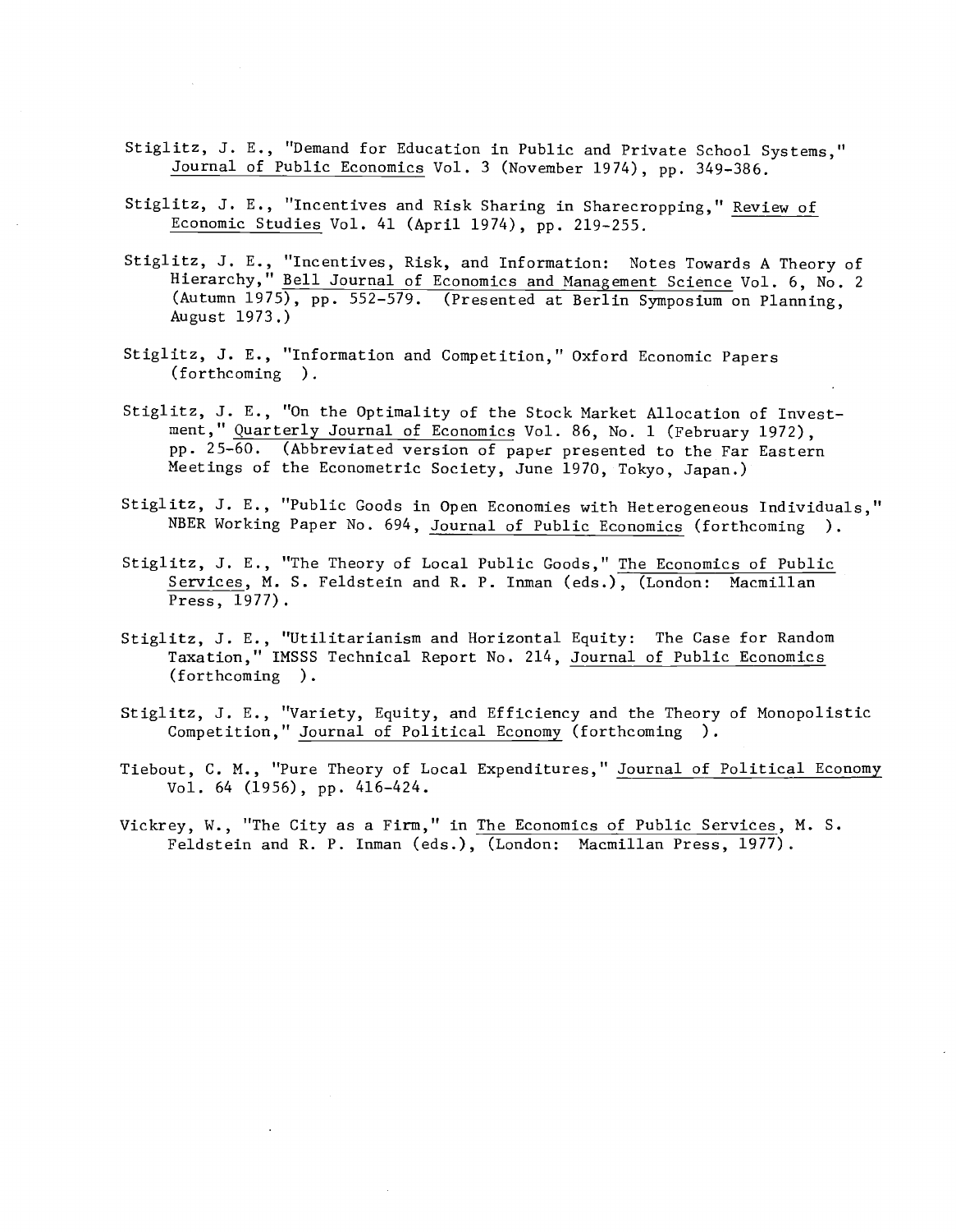Stiglitz, J. E., "Demand for Education in Public and Private School Systems," Journal of Public Economics Vol. 3 (November 1974), pp. 349-386.

Stiglitz, J. E., "Incentives and Risk Sharing in Sharecropping," Review of Economic Studies Vol. 41 (April 1974), pp. 219-255.

Stiglitz, J. E., "Incentives, Risk, and Information: Notes Towards A Theory of Hierarchy," Bell Journal of Economics and Management Science Vol. 6, No. 2 (Autumn 1975), pp. 552-579. (Presented at Berlin Symposium on Planning, August 1973.)

Stiglitz, J. E., "Information and Competition," Oxford Economic Papers (forthcoming ).

Stiglitz, J. E., "On the Optimality of the Stock Market Allocation of Investment," Quarterly Journal of Economics Vol. 86, No. 1 (February 1972), pp. 25-60. (Abbreviated version of paper presented to the Far Eastern Meetings of the Econometric Society, June 1970, Tokyo, Japan.)

Stiglitz, J. E., "Public Goods in Open Economies with Heterogeneous Individuals," NBER Working Paper No. 694, Journal of Public Economics (forthcoming ).

Stiglitz, J. E., "The Theory of Local Public Goods," The Economics of Public Services, M. S. Feldstein and R. P. Inman (eds.), (London: Macmillan Press, 1977).

Stiglitz, J. E., "Utilitarianism and Horizontal Equity: The Case for Random Taxation," IMSSS Technical Report No. 214, Journal of Public Economics (forthcoming ).

Stiglitz, J. E., "Variety, Equity, and Efficiency and the Theory of Monopolistic Competition," Journal of Political Economy (forthcoming ).

Tiebout, C. M., "Pure Theory of Local Expenditures," Journal of Political Economy Vol. 64 (1956), pp. 416-424.

Vickrey, W., "The City as a Firm," in The Economics of Public Services, M. S. Feldstein and R. P. Inman (eds.), (London: Macmillan Press, 1977).